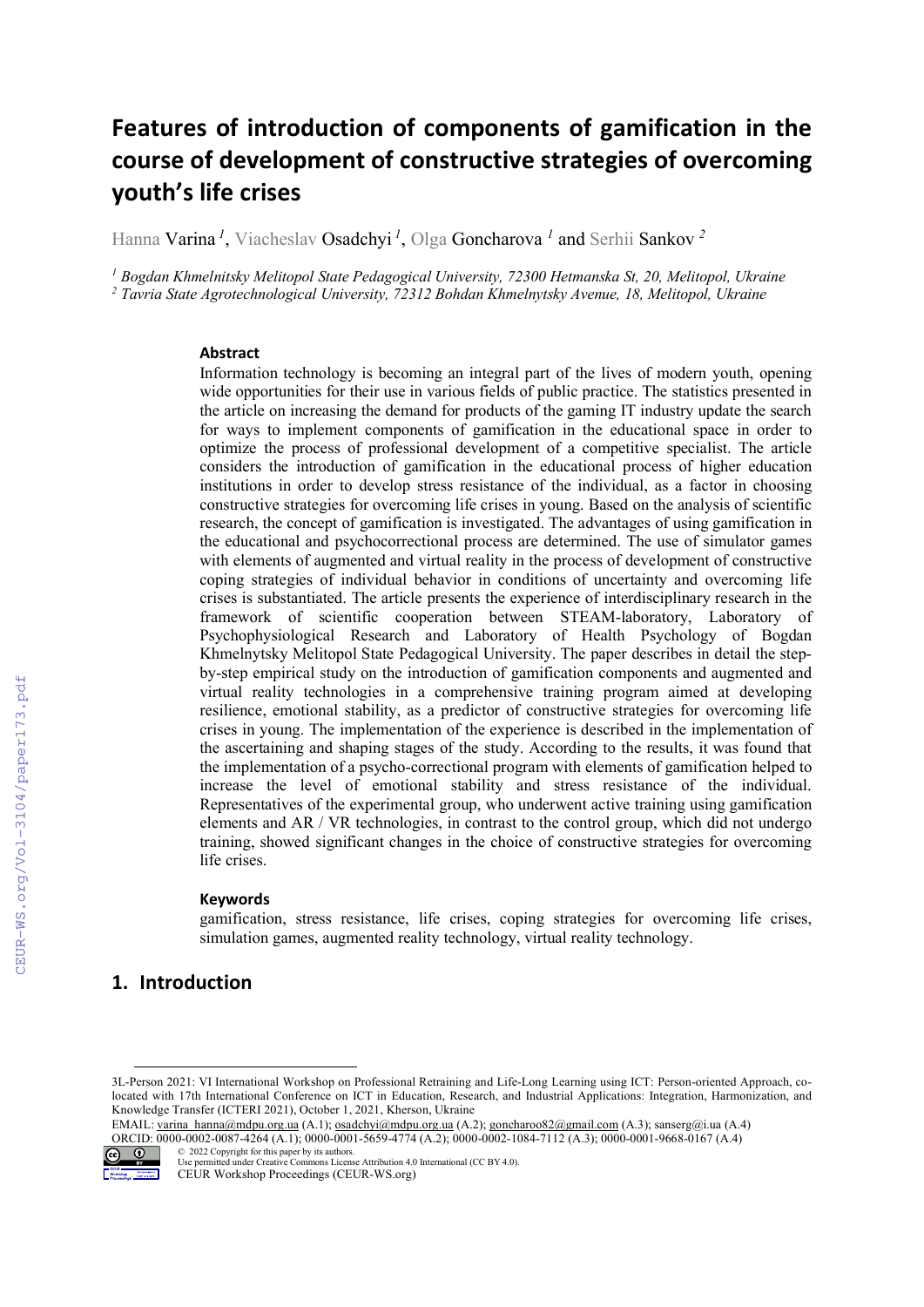# Features of introduction of components of gamification in the course of development of constructive strategies of overcoming youth's life crises

Hanna Varina [1], Viacheslav Osadchyi [1], Olga Goncharova [1] and Serhii Sankov [2]

[1] *Bogdan Khmelnitsky Melitopol State Pedagogical University, 72300 Hetmanska St, 20, Melitopol, Ukraine*
[2] *Tavria State Agrotechnological University, 72312 Bohdan Khmelnytsky Avenue, 18, Melitopol, Ukraine*

### Abstract

Information technology is becoming an integral part of the lives of modern youth, opening wide opportunities for their use in various fields of public practice. The statistics presented in the article on increasing the demand for products of the gaming IT industry update the search for ways to implement components of gamification in the educational space in order to optimize the process of professional development of a competitive specialist. The article considers the introduction of gamification in the educational process of higher education institutions in order to develop stress resistance of the individual, as a factor in choosing constructive strategies for overcoming life crises in young. Based on the analysis of scientific research, the concept of gamification is investigated. The advantages of using gamification in the educational and psychocorrectional process are determined. The use of simulator games with elements of augmented and virtual reality in the process of development of constructive coping strategies of individual behavior in conditions of uncertainty and overcoming life crises is substantiated. The article presents the experience of interdisciplinary research in the framework of scientific cooperation between STEAM-laboratory, Laboratory of Psychophysiological Research and Laboratory of Health Psychology of Bogdan Khmelnytsky Melitopol State Pedagogical University. The paper describes in detail the step-by-step empirical study on the introduction of gamification components and augmented and virtual reality technologies in a comprehensive training program aimed at developing resilience, emotional stability, as a predictor of constructive strategies for overcoming life crises in young. The implementation of the experience is described in the implementation of the ascertaining and shaping stages of the study. According to the results, it was found that the implementation of a psycho-correctional program with elements of gamification helped to increase the level of emotional stability and stress resistance of the individual. Representatives of the experimental group, who underwent active training using gamification elements and AR / VR technologies, in contrast to the control group, which did not undergo training, showed significant changes in the choice of constructive strategies for overcoming life crises.

### Keywords

gamification, stress resistance, life crises, coping strategies for overcoming life crises, simulation games, augmented reality technology, virtual reality technology.

## 1. Introduction

3L-Person 2021: VI International Workshop on Professional Retraining and Life-Long Learning using ICT: Person-oriented Approach, co-located with 17th International Conference on ICT in Education, Research, and Industrial Applications: Integration, Harmonization, and Knowledge Transfer (ICTERI 2021), October 1, 2021, Kherson, Ukraine
EMAIL: varina_hanna@mdpu.org.ua (A.1); osadchyi@mdpu.org.ua (A.2); goncharoo82@gmail.com (A.3); sanserg@i.ua (A.4)
ORCID: 0000-0002-0087-4264 (A.1); 0000-0001-5659-4774 (A.2); 0000-0002-1084-7112 (A.3); 0000-0001-9668-0167 (A.4)
© 2022 Copyright for this paper by its authors.
Use permitted under Creative Commons License Attribution 4.0 International (CC BY 4.0).
CEUR Workshop Proceedings (CEUR-WS.org)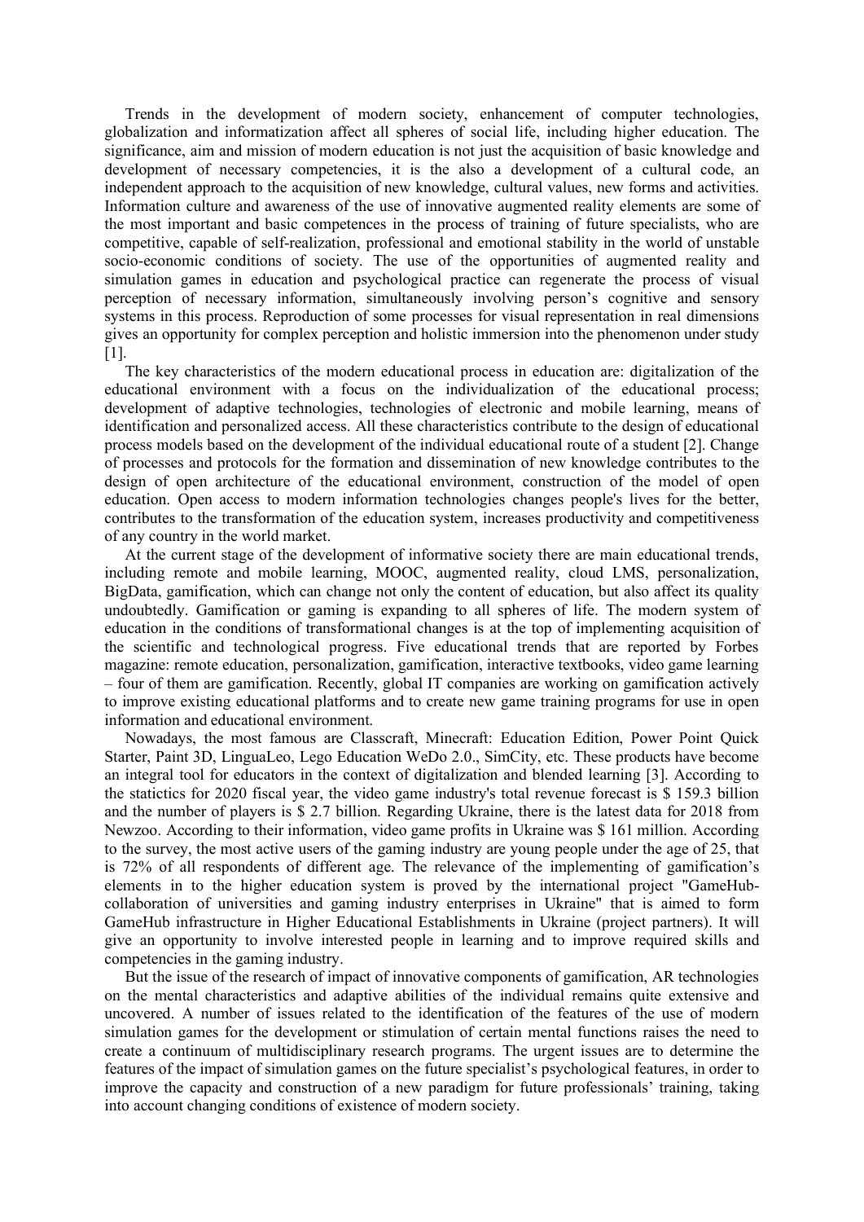Trends in the development of modern society, enhancement of computer technologies, globalization and informatization affect all spheres of social life, including higher education. The significance, aim and mission of modern education is not just the acquisition of basic knowledge and development of necessary competencies, it is the also a development of a cultural code, an independent approach to the acquisition of new knowledge, cultural values, new forms and activities. Information culture and awareness of the use of innovative augmented reality elements are some of the most important and basic competences in the process of training of future specialists, who are competitive, capable of self-realization, professional and emotional stability in the world of unstable socio-economic conditions of society. The use of the opportunities of augmented reality and simulation games in education and psychological practice can regenerate the process of visual perception of necessary information, simultaneously involving person's cognitive and sensory systems in this process. Reproduction of some processes for visual representation in real dimensions gives an opportunity for complex perception and holistic immersion into the phenomenon under study [1].

The key characteristics of the modern educational process in education are: digitalization of the educational environment with a focus on the individualization of the educational process; development of adaptive technologies, technologies of electronic and mobile learning, means of identification and personalized access. All these characteristics contribute to the design of educational process models based on the development of the individual educational route of a student [2]. Change of processes and protocols for the formation and dissemination of new knowledge contributes to the design of open architecture of the educational environment, construction of the model of open education. Open access to modern information technologies changes people's lives for the better, contributes to the transformation of the education system, increases productivity and competitiveness of any country in the world market.

At the current stage of the development of informative society there are main educational trends, including remote and mobile learning, MOOC, augmented reality, cloud LMS, personalization, BigData, gamification, which can change not only the content of education, but also affect its quality undoubtedly. Gamification or gaming is expanding to all spheres of life. The modern system of education in the conditions of transformational changes is at the top of implementing acquisition of the scientific and technological progress. Five educational trends that are reported by Forbes magazine: remote education, personalization, gamification, interactive textbooks, video game learning – four of them are gamification. Recently, global IT companies are working on gamification actively to improve existing educational platforms and to create new game training programs for use in open information and educational environment.

Nowadays, the most famous are Classcraft, Minecraft: Education Edition, Power Point Quick Starter, Paint 3D, LinguaLeo, Lego Education WeDo 2.0., SimCity, etc. These products have become an integral tool for educators in the context of digitalization and blended learning [3]. According to the statictics for 2020 fiscal year, the video game industry's total revenue forecast is $ 159.3 billion and the number of players is $ 2.7 billion. Regarding Ukraine, there is the latest data for 2018 from Newzoo. According to their information, video game profits in Ukraine was $ 161 million. According to the survey, the most active users of the gaming industry are young people under the age of 25, that is 72% of all respondents of different age. The relevance of the implementing of gamification's elements in to the higher education system is proved by the international project "GameHub-collaboration of universities and gaming industry enterprises in Ukraine" that is aimed to form GameHub infrastructure in Higher Educational Establishments in Ukraine (project partners). It will give an opportunity to involve interested people in learning and to improve required skills and competencies in the gaming industry.

But the issue of the research of impact of innovative components of gamification, AR technologies on the mental characteristics and adaptive abilities of the individual remains quite extensive and uncovered. A number of issues related to the identification of the features of the use of modern simulation games for the development or stimulation of certain mental functions raises the need to create a continuum of multidisciplinary research programs. The urgent issues are to determine the features of the impact of simulation games on the future specialist's psychological features, in order to improve the capacity and construction of a new paradigm for future professionals' training, taking into account changing conditions of existence of modern society.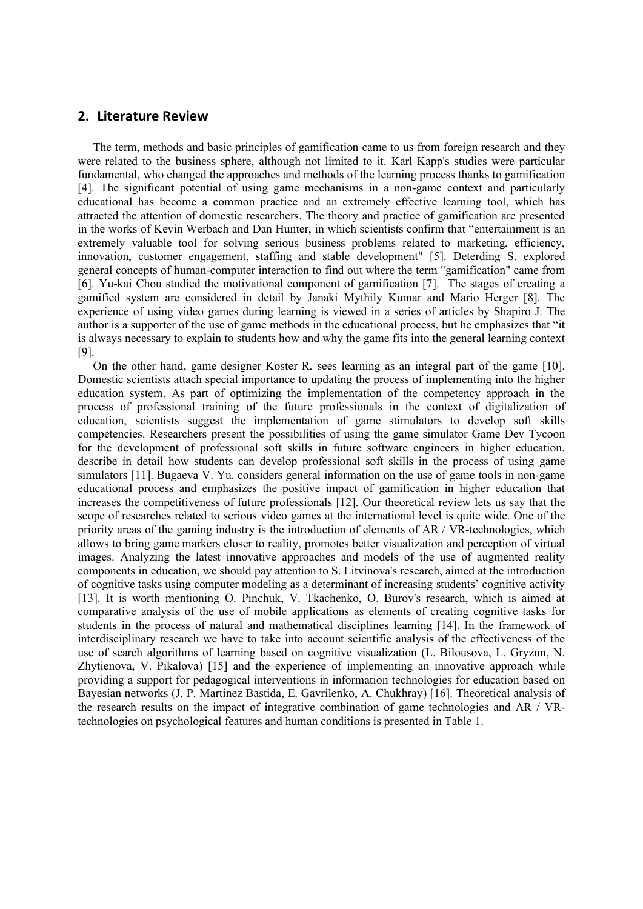## 2. Literature Review

The term, methods and basic principles of gamification came to us from foreign research and they were related to the business sphere, although not limited to it. Karl Kapp's studies were particular fundamental, who changed the approaches and methods of the learning process thanks to gamification [4]. The significant potential of using game mechanisms in a non-game context and particularly educational has become a common practice and an extremely effective learning tool, which has attracted the attention of domestic researchers. The theory and practice of gamification are presented in the works of Kevin Werbach and Dan Hunter, in which scientists confirm that "entertainment is an extremely valuable tool for solving serious business problems related to marketing, efficiency, innovation, customer engagement, staffing and stable development" [5]. Deterding S. explored general concepts of human-computer interaction to find out where the term "gamification" came from [6]. Yu-kai Chou studied the motivational component of gamification [7]. The stages of creating a gamified system are considered in detail by Janaki Mythily Kumar and Mario Herger [8]. The experience of using video games during learning is viewed in a series of articles by Shapiro J. The author is a supporter of the use of game methods in the educational process, but he emphasizes that "it is always necessary to explain to students how and why the game fits into the general learning context [9].

On the other hand, game designer Koster R. sees learning as an integral part of the game [10]. Domestic scientists attach special importance to updating the process of implementing into the higher education system. As part of optimizing the implementation of the competency approach in the process of professional training of the future professionals in the context of digitalization of education, scientists suggest the implementation of game stimulators to develop soft skills competencies. Researchers present the possibilities of using the game simulator Game Dev Tycoon for the development of professional soft skills in future software engineers in higher education, describe in detail how students can develop professional soft skills in the process of using game simulators [11]. Bugaeva V. Yu. considers general information on the use of game tools in non-game educational process and emphasizes the positive impact of gamification in higher education that increases the competitiveness of future professionals [12]. Our theoretical review lets us say that the scope of researches related to serious video games at the international level is quite wide. One of the priority areas of the gaming industry is the introduction of elements of AR / VR-technologies, which allows to bring game markers closer to reality, promotes better visualization and perception of virtual images. Analyzing the latest innovative approaches and models of the use of augmented reality components in education, we should pay attention to S. Litvinova's research, aimed at the introduction of cognitive tasks using computer modeling as a determinant of increasing students' cognitive activity [13]. It is worth mentioning O. Pinchuk, V. Tkachenko, O. Burov's research, which is aimed at comparative analysis of the use of mobile applications as elements of creating cognitive tasks for students in the process of natural and mathematical disciplines learning [14]. In the framework of interdisciplinary research we have to take into account scientific analysis of the effectiveness of the use of search algorithms of learning based on cognitive visualization (L. Bilousova, L. Gryzun, N. Zhytienova, V. Pikalova) [15] and the experience of implementing an innovative approach while providing a support for pedagogical interventions in information technologies for education based on Bayesian networks (J. P. Martínez Bastida, E. Gavrilenko, A. Chukhray) [16]. Theoretical analysis of the research results on the impact of integrative combination of game technologies and AR / VR-technologies on psychological features and human conditions is presented in Table 1.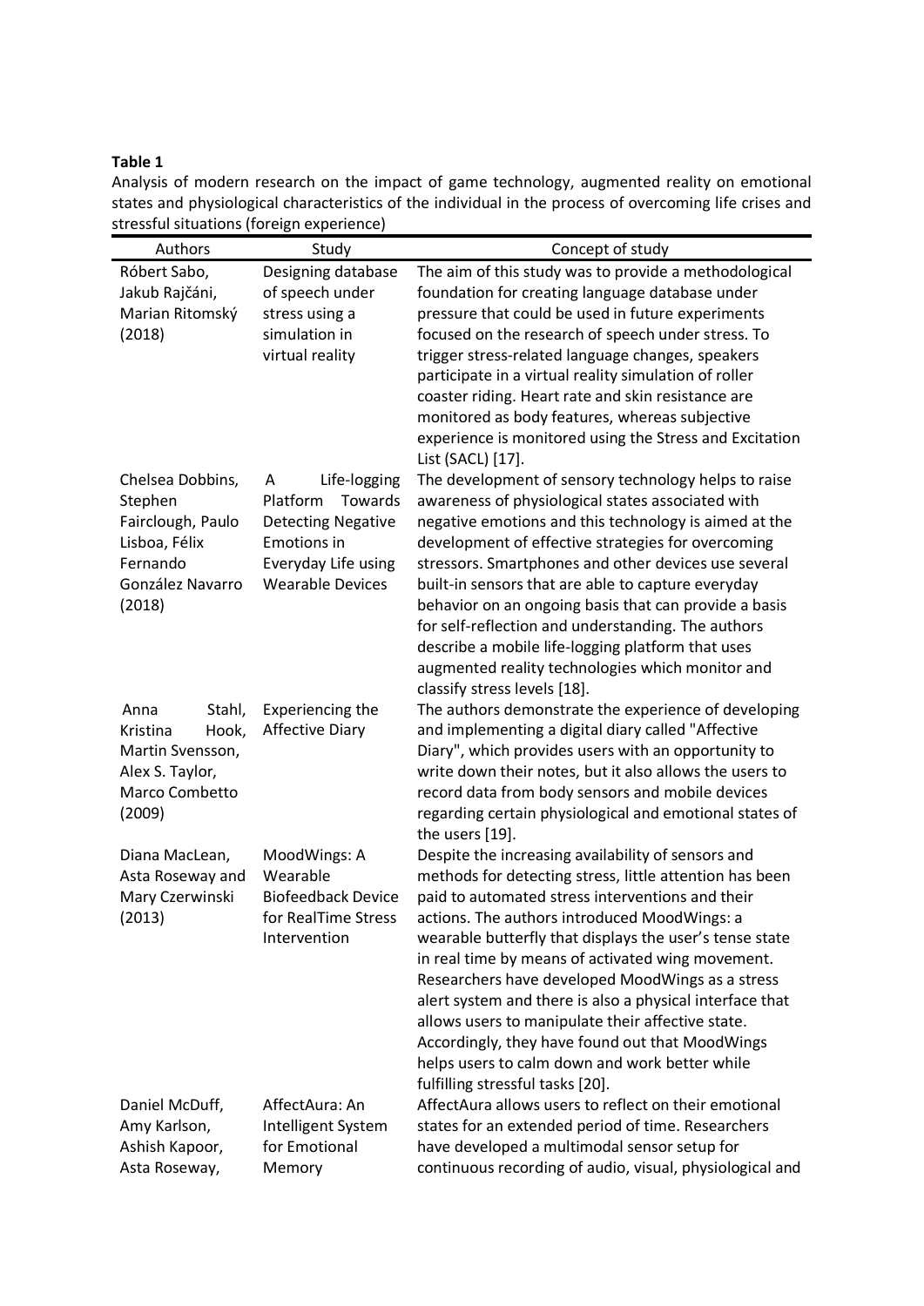**Table 1**

Analysis of modern research on the impact of game technology, augmented reality on emotional states and physiological characteristics of the individual in the process of overcoming life crises and stressful situations (foreign experience)

| Authors | Study | Concept of study |
|---|---|---|
| Róbert Sabo, Jakub Rajčáni, Marian Ritomský (2018) | Designing database of speech under stress using a simulation in virtual reality | The aim of this study was to provide a methodological foundation for creating language database under pressure that could be used in future experiments focused on the research of speech under stress. To trigger stress-related language changes, speakers participate in a virtual reality simulation of roller coaster riding. Heart rate and skin resistance are monitored as body features, whereas subjective experience is monitored using the Stress and Excitation List (SACL) [17]. |
| Chelsea Dobbins, Stephen Fairclough, Paulo Lisboa, Félix Fernando González Navarro (2018) | A Life-logging Platform Towards Detecting Negative Emotions in Everyday Life using Wearable Devices | The development of sensory technology helps to raise awareness of physiological states associated with negative emotions and this technology is aimed at the development of effective strategies for overcoming stressors. Smartphones and other devices use several built-in sensors that are able to capture everyday behavior on an ongoing basis that can provide a basis for self-reflection and understanding. The authors describe a mobile life-logging platform that uses augmented reality technologies which monitor and classify stress levels [18]. |
| Anna Stahl, Kristina Hook, Martin Svensson, Alex S. Taylor, Marco Combetto (2009) | Experiencing the Affective Diary | The authors demonstrate the experience of developing and implementing a digital diary called "Affective Diary", which provides users with an opportunity to write down their notes, but it also allows the users to record data from body sensors and mobile devices regarding certain physiological and emotional states of the users [19]. |
| Diana MacLean, Asta Roseway and Mary Czerwinski (2013) | MoodWings: A Wearable Biofeedback Device for RealTime Stress Intervention | Despite the increasing availability of sensors and methods for detecting stress, little attention has been paid to automated stress interventions and their actions. The authors introduced MoodWings: a wearable butterfly that displays the user's tense state in real time by means of activated wing movement. Researchers have developed MoodWings as a stress alert system and there is also a physical interface that allows users to manipulate their affective state. Accordingly, they have found out that MoodWings helps users to calm down and work better while fulfilling stressful tasks [20]. |
| Daniel McDuff, Amy Karlson, Ashish Kapoor, Asta Roseway, | AffectAura: An Intelligent System for Emotional Memory | AffectAura allows users to reflect on their emotional states for an extended period of time. Researchers have developed a multimodal sensor setup for continuous recording of audio, visual, physiological and |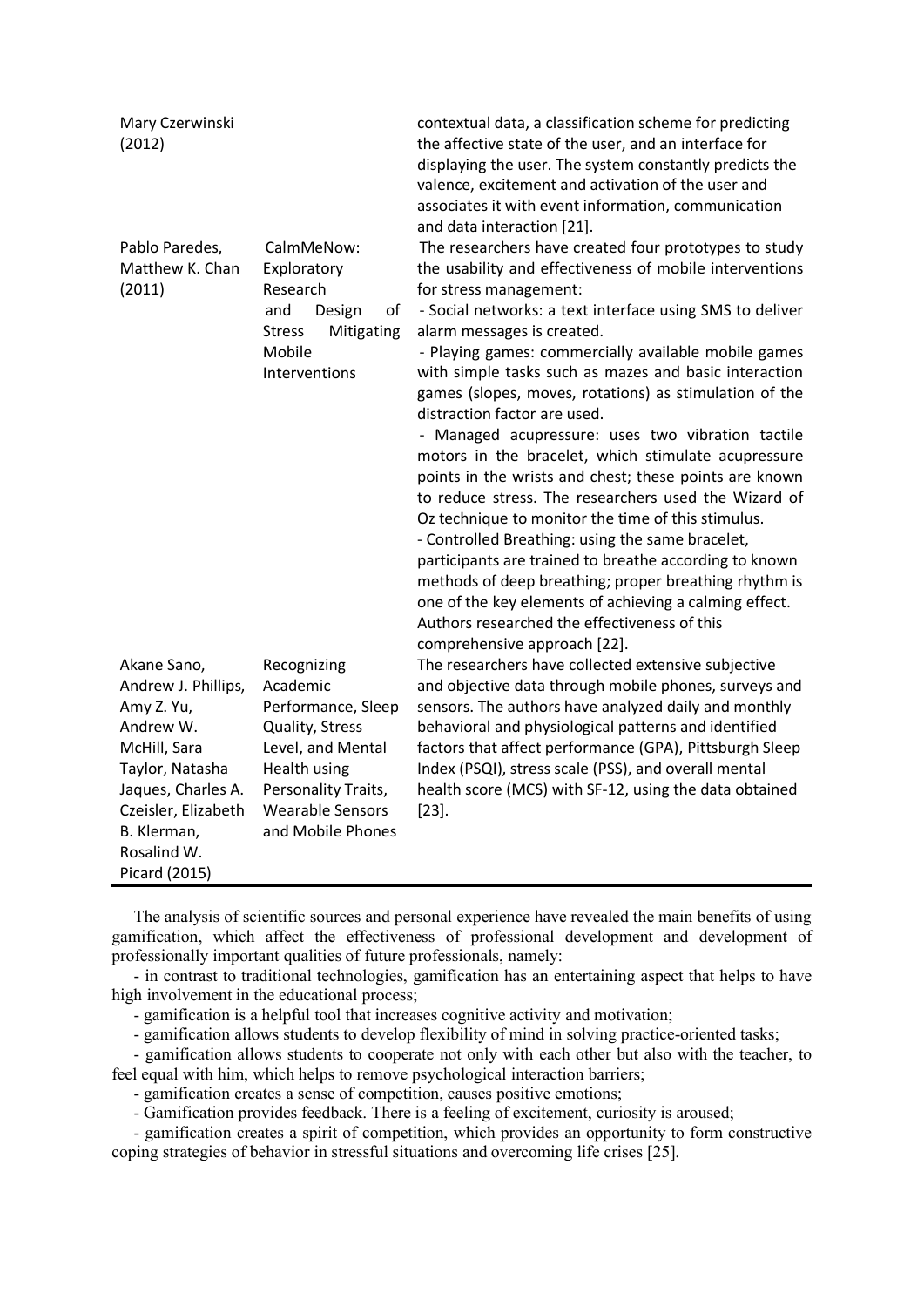| | | |
|---|---|---|
| Mary Czerwinski (2012) | | contextual data, a classification scheme for predicting the affective state of the user, and an interface for displaying the user. The system constantly predicts the valence, excitement and activation of the user and associates it with event information, communication and data interaction [21]. |
| Pablo Paredes, Matthew K. Chan (2011) | CalmMeNow: Exploratory Research and Design of Stress Mitigating Mobile Interventions | The researchers have created four prototypes to study the usability and effectiveness of mobile interventions for stress management:<br>- Social networks: a text interface using SMS to deliver alarm messages is created.<br>- Playing games: commercially available mobile games with simple tasks such as mazes and basic interaction games (slopes, moves, rotations) as stimulation of the distraction factor are used.<br>- Managed acupressure: uses two vibration tactile motors in the bracelet, which stimulate acupressure points in the wrists and chest; these points are known to reduce stress. The researchers used the Wizard of Oz technique to monitor the time of this stimulus.<br>- Controlled Breathing: using the same bracelet, participants are trained to breathe according to known methods of deep breathing; proper breathing rhythm is one of the key elements of achieving a calming effect. Authors researched the effectiveness of this comprehensive approach [22]. |
| Akane Sano, Andrew J. Phillips, Amy Z. Yu, Andrew W. McHill, Sara Taylor, Natasha Jaques, Charles A. Czeisler, Elizabeth B. Klerman, Rosalind W. Picard (2015) | Recognizing Academic Performance, Sleep Quality, Stress Level, and Mental Health using Personality Traits, Wearable Sensors and Mobile Phones | The researchers have collected extensive subjective and objective data through mobile phones, surveys and sensors. The authors have analyzed daily and monthly behavioral and physiological patterns and identified factors that affect performance (GPA), Pittsburgh Sleep Index (PSQI), stress scale (PSS), and overall mental health score (MCS) with SF-12, using the data obtained [23]. |

The analysis of scientific sources and personal experience have revealed the main benefits of using gamification, which affect the effectiveness of professional development and development of professionally important qualities of future professionals, namely:

- in contrast to traditional technologies, gamification has an entertaining aspect that helps to have high involvement in the educational process;
- gamification is a helpful tool that increases cognitive activity and motivation;
- gamification allows students to develop flexibility of mind in solving practice-oriented tasks;
- gamification allows students to cooperate not only with each other but also with the teacher, to feel equal with him, which helps to remove psychological interaction barriers;
- gamification creates a sense of competition, causes positive emotions;
- Gamification provides feedback. There is a feeling of excitement, curiosity is aroused;
- gamification creates a spirit of competition, which provides an opportunity to form constructive coping strategies of behavior in stressful situations and overcoming life crises [25].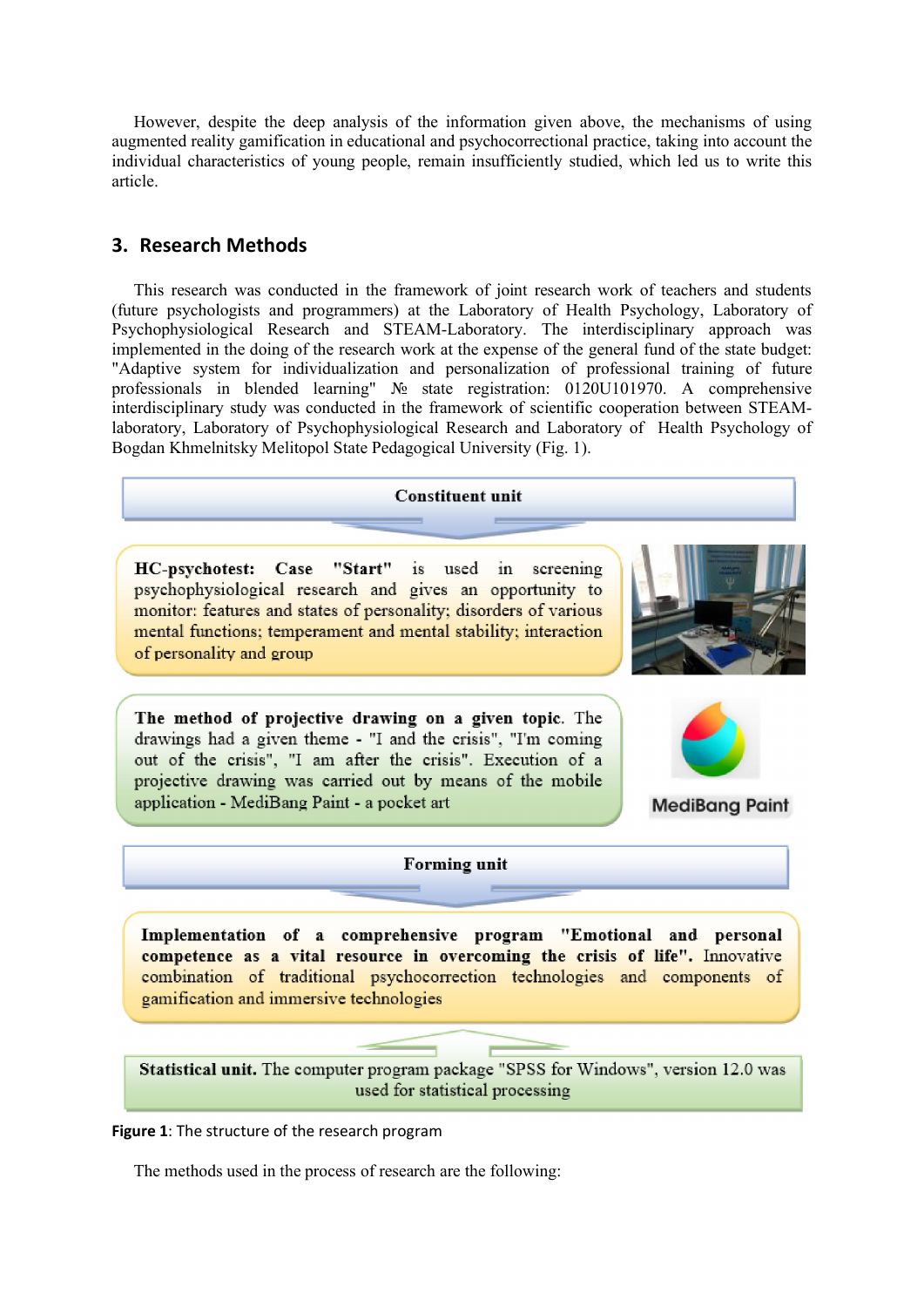However, despite the deep analysis of the information given above, the mechanisms of using augmented reality gamification in educational and psychocorrectional practice, taking into account the individual characteristics of young people, remain insufficiently studied, which led us to write this article.

## 3. Research Methods

This research was conducted in the framework of joint research work of teachers and students (future psychologists and programmers) at the Laboratory of Health Psychology, Laboratory of Psychophysiological Research and STEAM-Laboratory. The interdisciplinary approach was implemented in the doing of the research work at the expense of the general fund of the state budget: "Adaptive system for individualization and personalization of professional training of future professionals in blended learning" № state registration: 0120U101970. A comprehensive interdisciplinary study was conducted in the framework of scientific cooperation between STEAM-laboratory, Laboratory of Psychophysiological Research and Laboratory of Health Psychology of Bogdan Khmelnitsky Melitopol State Pedagogical University (Fig. 1).

**Constituent unit**

**HC-psychotest: Case "Start"** is used in screening psychophysiological research and gives an opportunity to monitor: features and states of personality; disorders of various mental functions; temperament and mental stability; interaction of personality and group

**The method of projective drawing on a given topic**. The drawings had a given theme - "I and the crisis", "I'm coming out of the crisis", "I am after the crisis". Execution of a projective drawing was carried out by means of the mobile application - MediBang Paint - a pocket art

MediBang Paint

**Forming unit**

**Implementation of a comprehensive program "Emotional and personal competence as a vital resource in overcoming the crisis of life".** Innovative combination of traditional psychocorrection technologies and components of gamification and immersive technologies

**Statistical unit.** The computer program package "SPSS for Windows", version 12.0 was used for statistical processing

**Figure 1**: The structure of the research program

The methods used in the process of research are the following: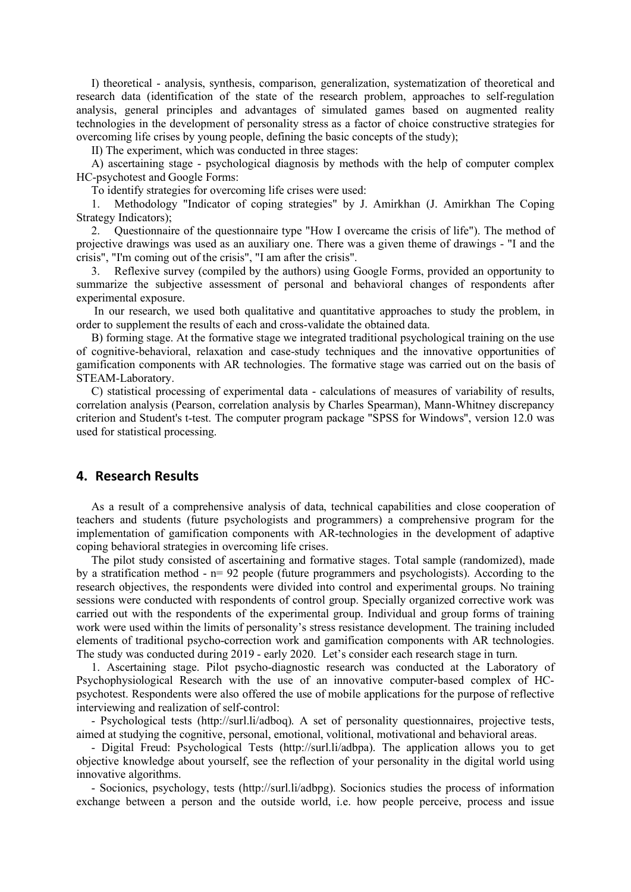I) theoretical - analysis, synthesis, comparison, generalization, systematization of theoretical and research data (identification of the state of the research problem, approaches to self-regulation analysis, general principles and advantages of simulated games based on augmented reality technologies in the development of personality stress as a factor of choice constructive strategies for overcoming life crises by young people, defining the basic concepts of the study);

II) The experiment, which was conducted in three stages:

A) ascertaining stage - psychological diagnosis by methods with the help of computer complex HC-psychotest and Google Forms:

To identify strategies for overcoming life crises were used:

1. Methodology "Indicator of coping strategies" by J. Amirkhan (J. Amirkhan The Coping Strategy Indicators);
2. Questionnaire of the questionnaire type "How I overcame the crisis of life"). The method of projective drawings was used as an auxiliary one. There was a given theme of drawings - "I and the crisis", "I'm coming out of the crisis", "I am after the crisis".
3. Reflexive survey (compiled by the authors) using Google Forms, provided an opportunity to summarize the subjective assessment of personal and behavioral changes of respondents after experimental exposure.

In our research, we used both qualitative and quantitative approaches to study the problem, in order to supplement the results of each and cross-validate the obtained data.

B) forming stage. At the formative stage we integrated traditional psychological training on the use of cognitive-behavioral, relaxation and case-study techniques and the innovative opportunities of gamification components with AR technologies. The formative stage was carried out on the basis of STEAM-Laboratory.

C) statistical processing of experimental data - calculations of measures of variability of results, correlation analysis (Pearson, correlation analysis by Charles Spearman), Mann-Whitney discrepancy criterion and Student's t-test. The computer program package "SPSS for Windows", version 12.0 was used for statistical processing.

## 4. Research Results

As a result of a comprehensive analysis of data, technical capabilities and close cooperation of teachers and students (future psychologists and programmers) a comprehensive program for the implementation of gamification components with AR-technologies in the development of adaptive coping behavioral strategies in overcoming life crises.

The pilot study consisted of ascertaining and formative stages. Total sample (randomized), made by a stratification method - n= 92 people (future programmers and psychologists). According to the research objectives, the respondents were divided into control and experimental groups. No training sessions were conducted with respondents of control group. Specially organized corrective work was carried out with the respondents of the experimental group. Individual and group forms of training work were used within the limits of personality's stress resistance development. The training included elements of traditional psycho-correction work and gamification components with AR technologies. The study was conducted during 2019 - early 2020. Let's consider each research stage in turn.

1. Ascertaining stage. Pilot psycho-diagnostic research was conducted at the Laboratory of Psychophysiological Research with the use of an innovative computer-based complex of HC-psychotest. Respondents were also offered the use of mobile applications for the purpose of reflective interviewing and realization of self-control:

- Psychological tests (http://surl.li/adboq). A set of personality questionnaires, projective tests, aimed at studying the cognitive, personal, emotional, volitional, motivational and behavioral areas.
- Digital Freud: Psychological Tests (http://surl.li/adbpa). The application allows you to get objective knowledge about yourself, see the reflection of your personality in the digital world using innovative algorithms.
- Socionics, psychology, tests (http://surl.li/adbpg). Socionics studies the process of information exchange between a person and the outside world, i.e. how people perceive, process and issue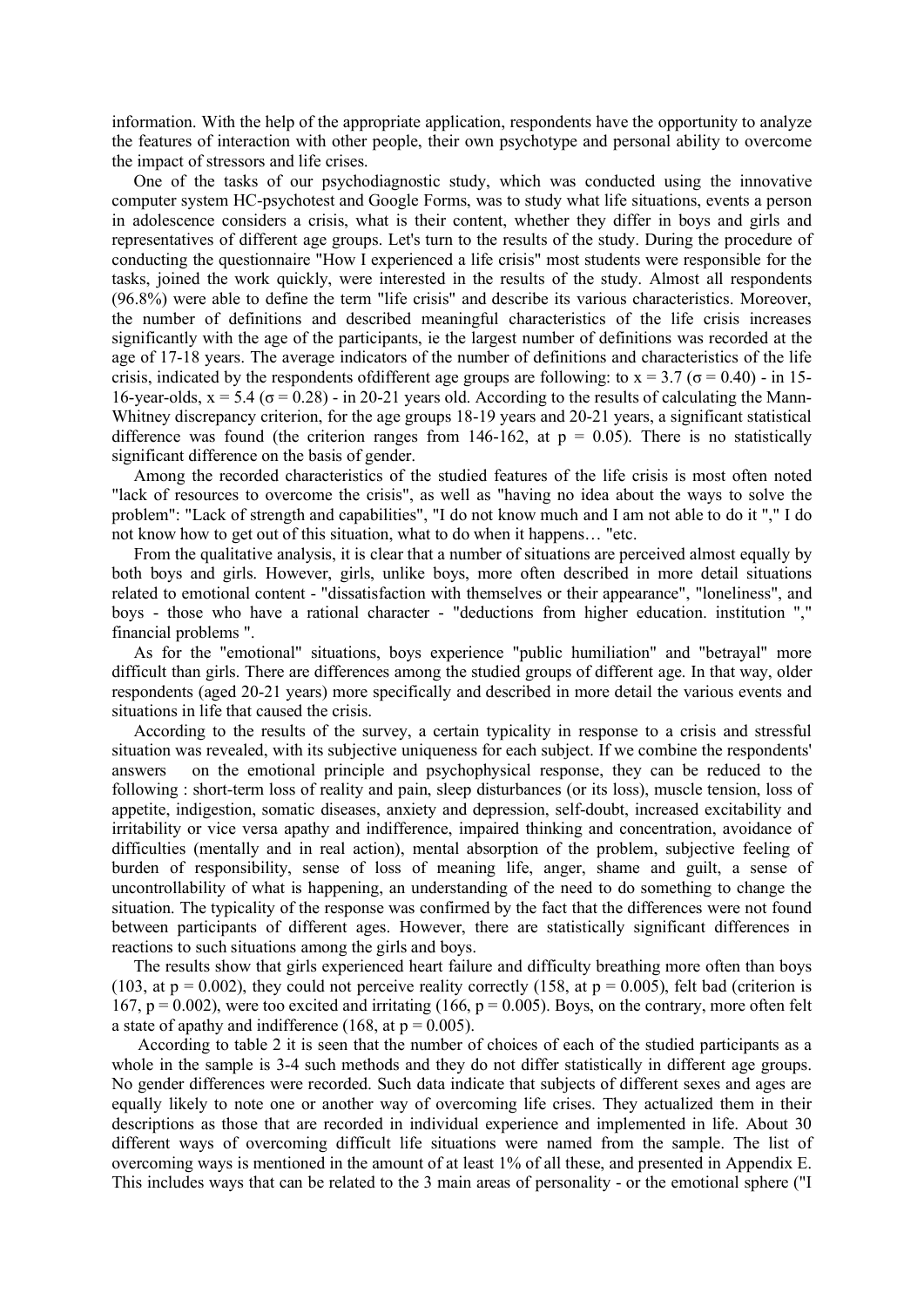information. With the help of the appropriate application, respondents have the opportunity to analyze the features of interaction with other people, their own psychotype and personal ability to overcome the impact of stressors and life crises.

One of the tasks of our psychodiagnostic study, which was conducted using the innovative computer system HC-psychotest and Google Forms, was to study what life situations, events a person in adolescence considers a crisis, what is their content, whether they differ in boys and girls and representatives of different age groups. Let's turn to the results of the study. During the procedure of conducting the questionnaire "How I experienced a life crisis" most students were responsible for the tasks, joined the work quickly, were interested in the results of the study. Almost all respondents (96.8%) were able to define the term "life crisis" and describe its various characteristics. Moreover, the number of definitions and described meaningful characteristics of the life crisis increases significantly with the age of the participants, ie the largest number of definitions was recorded at the age of 17-18 years. The average indicators of the number of definitions and characteristics of the life crisis, indicated by the respondents ofdifferent age groups are following: to $x = 3.7$ ($\sigma = 0.40$) - in 15-16-year-olds, $x = 5.4$ ($\sigma = 0.28$) - in 20-21 years old. According to the results of calculating the Mann-Whitney discrepancy criterion, for the age groups 18-19 years and 20-21 years, a significant statistical difference was found (the criterion ranges from 146-162, at $p = 0.05$). There is no statistically significant difference on the basis of gender.

Among the recorded characteristics of the studied features of the life crisis is most often noted "lack of resources to overcome the crisis", as well as "having no idea about the ways to solve the problem": "Lack of strength and capabilities", "I do not know much and I am not able to do it "," I do not know how to get out of this situation, what to do when it happens… "etc.

From the qualitative analysis, it is clear that a number of situations are perceived almost equally by both boys and girls. However, girls, unlike boys, more often described in more detail situations related to emotional content - "dissatisfaction with themselves or their appearance", "loneliness", and boys - those who have a rational character - "deductions from higher education. institution "," financial problems ".

As for the "emotional" situations, boys experience "public humiliation" and "betrayal" more difficult than girls. There are differences among the studied groups of different age. In that way, older respondents (aged 20-21 years) more specifically and described in more detail the various events and situations in life that caused the crisis.

According to the results of the survey, a certain typicality in response to a crisis and stressful situation was revealed, with its subjective uniqueness for each subject. If we combine the respondents' answers on the emotional principle and psychophysical response, they can be reduced to the following : short-term loss of reality and pain, sleep disturbances (or its loss), muscle tension, loss of appetite, indigestion, somatic diseases, anxiety and depression, self-doubt, increased excitability and irritability or vice versa apathy and indifference, impaired thinking and concentration, avoidance of difficulties (mentally and in real action), mental absorption of the problem, subjective feeling of burden of responsibility, sense of loss of meaning life, anger, shame and guilt, a sense of uncontrollability of what is happening, an understanding of the need to do something to change the situation. The typicality of the response was confirmed by the fact that the differences were not found between participants of different ages. However, there are statistically significant differences in reactions to such situations among the girls and boys.

The results show that girls experienced heart failure and difficulty breathing more often than boys (103, at $p = 0.002$), they could not perceive reality correctly (158, at $p = 0.005$), felt bad (criterion is 167, $p = 0.002$), were too excited and irritating (166, $p = 0.005$). Boys, on the contrary, more often felt a state of apathy and indifference (168, at $p = 0.005$).

According to table 2 it is seen that the number of choices of each of the studied participants as a whole in the sample is 3-4 such methods and they do not differ statistically in different age groups. No gender differences were recorded. Such data indicate that subjects of different sexes and ages are equally likely to note one or another way of overcoming life crises. They actualized them in their descriptions as those that are recorded in individual experience and implemented in life. About 30 different ways of overcoming difficult life situations were named from the sample. The list of overcoming ways is mentioned in the amount of at least 1% of all these, and presented in Appendix E. This includes ways that can be related to the 3 main areas of personality - or the emotional sphere ("I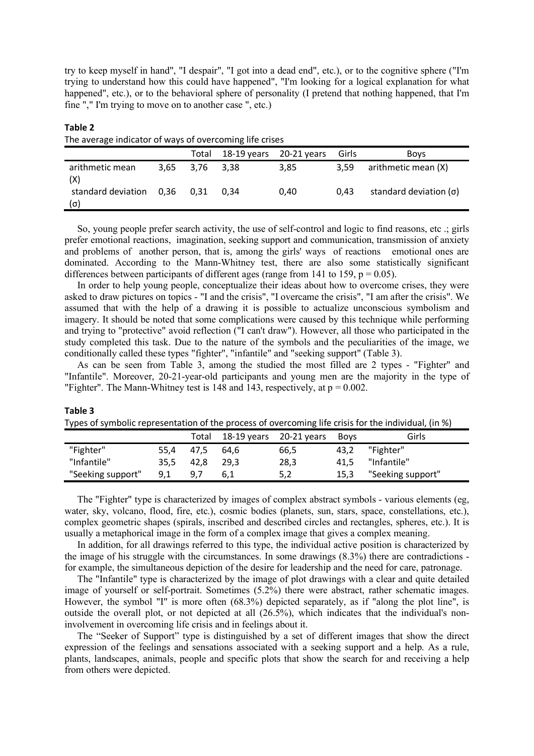try to keep myself in hand", "I despair", "I got into a dead end", etc.), or to the cognitive sphere ("I'm trying to understand how this could have happened", "I'm looking for a logical explanation for what happened", etc.), or to the behavioral sphere of personality (I pretend that nothing happened, that I'm fine "," I'm trying to move on to another case ", etc.)

**Table 2**

The average indicator of ways of overcoming life crises

| | Total | 18-19 years | 20-21 years | Girls | Boys |
|---|---|---|---|---|---|
| arithmetic mean (X) | 3,65 | 3,76 | 3,38 | 3,85 | 3,59 | arithmetic mean (X) |
| standard deviation (σ) | 0,36 | 0,31 | 0,34 | 0,40 | 0,43 | standard deviation (σ) |

So, young people prefer search activity, the use of self-control and logic to find reasons, etc .; girls prefer emotional reactions, imagination, seeking support and communication, transmission of anxiety and problems of another person, that is, among the girls' ways of reactions emotional ones are dominated. According to the Mann-Whitney test, there are also some statistically significant differences between participants of different ages (range from 141 to 159, $p = 0.05$).

In order to help young people, conceptualize their ideas about how to overcome crises, they were asked to draw pictures on topics - "I and the crisis", "I overcame the crisis", "I am after the crisis". We assumed that with the help of a drawing it is possible to actualize unconscious symbolism and imagery. It should be noted that some complications were caused by this technique while performing and trying to "protective" avoid reflection ("I can't draw"). However, all those who participated in the study completed this task. Due to the nature of the symbols and the peculiarities of the image, we conditionally called these types "fighter", "infantile" and "seeking support" (Table 3).

As can be seen from Table 3, among the studied the most filled are 2 types - "Fighter" and "Infantile". Moreover, 20-21-year-old participants and young men are the majority in the type of "Fighter". The Mann-Whitney test is 148 and 143, respectively, at $p = 0.002$.

**Table 3**

Types of symbolic representation of the process of overcoming life crisis for the individual, (in %)

| | Total | 18-19 years | 20-21 years | Boys | Girls |
|---|---|---|---|---|---|
| "Fighter" | 55,4 | 47,5 | 64,6 | 66,5 | 43,2 | "Fighter" |
| "Infantile" | 35,5 | 42,8 | 29,3 | 28,3 | 41,5 | "Infantile" |
| "Seeking support" | 9,1 | 9,7 | 6,1 | 5,2 | 15,3 | "Seeking support" |

The "Fighter" type is characterized by images of complex abstract symbols - various elements (eg, water, sky, volcano, flood, fire, etc.), cosmic bodies (planets, sun, stars, space, constellations, etc.), complex geometric shapes (spirals, inscribed and described circles and rectangles, spheres, etc.). It is usually a metaphorical image in the form of a complex image that gives a complex meaning.

In addition, for all drawings referred to this type, the individual active position is characterized by the image of his struggle with the circumstances. In some drawings (8.3%) there are contradictions - for example, the simultaneous depiction of the desire for leadership and the need for care, patronage.

The "Infantile" type is characterized by the image of plot drawings with a clear and quite detailed image of yourself or self-portrait. Sometimes (5.2%) there were abstract, rather schematic images. However, the symbol "I" is more often (68.3%) depicted separately, as if "along the plot line", is outside the overall plot, or not depicted at all (26.5%), which indicates that the individual's non-involvement in overcoming life crisis and in feelings about it.

The "Seeker of Support" type is distinguished by a set of different images that show the direct expression of the feelings and sensations associated with a seeking support and a help. As a rule, plants, landscapes, animals, people and specific plots that show the search for and receiving a help from others were depicted.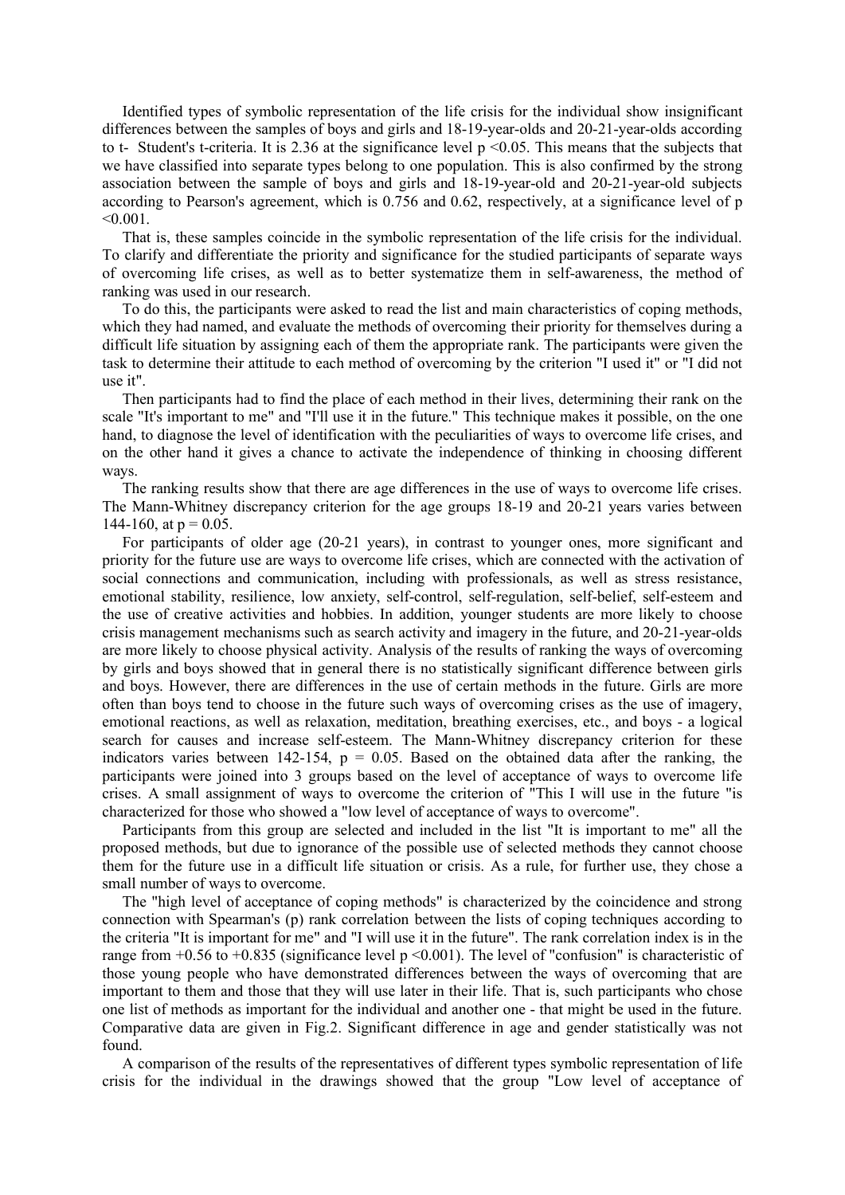Identified types of symbolic representation of the life crisis for the individual show insignificant differences between the samples of boys and girls and 18-19-year-olds and 20-21-year-olds according to t- Student's t-criteria. It is 2.36 at the significance level $p < 0.05$. This means that the subjects that we have classified into separate types belong to one population. This is also confirmed by the strong association between the sample of boys and girls and 18-19-year-old and 20-21-year-old subjects according to Pearson's agreement, which is 0.756 and 0.62, respectively, at a significance level of $p < 0.001$.

That is, these samples coincide in the symbolic representation of the life crisis for the individual. To clarify and differentiate the priority and significance for the studied participants of separate ways of overcoming life crises, as well as to better systematize them in self-awareness, the method of ranking was used in our research.

To do this, the participants were asked to read the list and main characteristics of coping methods, which they had named, and evaluate the methods of overcoming their priority for themselves during a difficult life situation by assigning each of them the appropriate rank. The participants were given the task to determine their attitude to each method of overcoming by the criterion "I used it" or "I did not use it".

Then participants had to find the place of each method in their lives, determining their rank on the scale "It's important to me" and "I'll use it in the future." This technique makes it possible, on the one hand, to diagnose the level of identification with the peculiarities of ways to overcome life crises, and on the other hand it gives a chance to activate the independence of thinking in choosing different ways.

The ranking results show that there are age differences in the use of ways to overcome life crises. The Mann-Whitney discrepancy criterion for the age groups 18-19 and 20-21 years varies between 144-160, at $p = 0.05$.

For participants of older age (20-21 years), in contrast to younger ones, more significant and priority for the future use are ways to overcome life crises, which are connected with the activation of social connections and communication, including with professionals, as well as stress resistance, emotional stability, resilience, low anxiety, self-control, self-regulation, self-belief, self-esteem and the use of creative activities and hobbies. In addition, younger students are more likely to choose crisis management mechanisms such as search activity and imagery in the future, and 20-21-year-olds are more likely to choose physical activity. Analysis of the results of ranking the ways of overcoming by girls and boys showed that in general there is no statistically significant difference between girls and boys. However, there are differences in the use of certain methods in the future. Girls are more often than boys tend to choose in the future such ways of overcoming crises as the use of imagery, emotional reactions, as well as relaxation, meditation, breathing exercises, etc., and boys - a logical search for causes and increase self-esteem. The Mann-Whitney discrepancy criterion for these indicators varies between 142-154, $p = 0.05$. Based on the obtained data after the ranking, the participants were joined into 3 groups based on the level of acceptance of ways to overcome life crises. A small assignment of ways to overcome the criterion of "This I will use in the future "is characterized for those who showed a "low level of acceptance of ways to overcome".

Participants from this group are selected and included in the list "It is important to me" all the proposed methods, but due to ignorance of the possible use of selected methods they cannot choose them for the future use in a difficult life situation or crisis. As a rule, for further use, they chose a small number of ways to overcome.

The "high level of acceptance of coping methods" is characterized by the coincidence and strong connection with Spearman's ($\rho$) rank correlation between the lists of coping techniques according to the criteria "It is important for me" and "I will use it in the future". The rank correlation index is in the range from +0.56 to +0.835 (significance level $p < 0.001$). The level of "confusion" is characteristic of those young people who have demonstrated differences between the ways of overcoming that are important to them and those that they will use later in their life. That is, such participants who chose one list of methods as important for the individual and another one - that might be used in the future. Comparative data are given in Fig.2. Significant difference in age and gender statistically was not found.

A comparison of the results of the representatives of different types symbolic representation of life crisis for the individual in the drawings showed that the group "Low level of acceptance of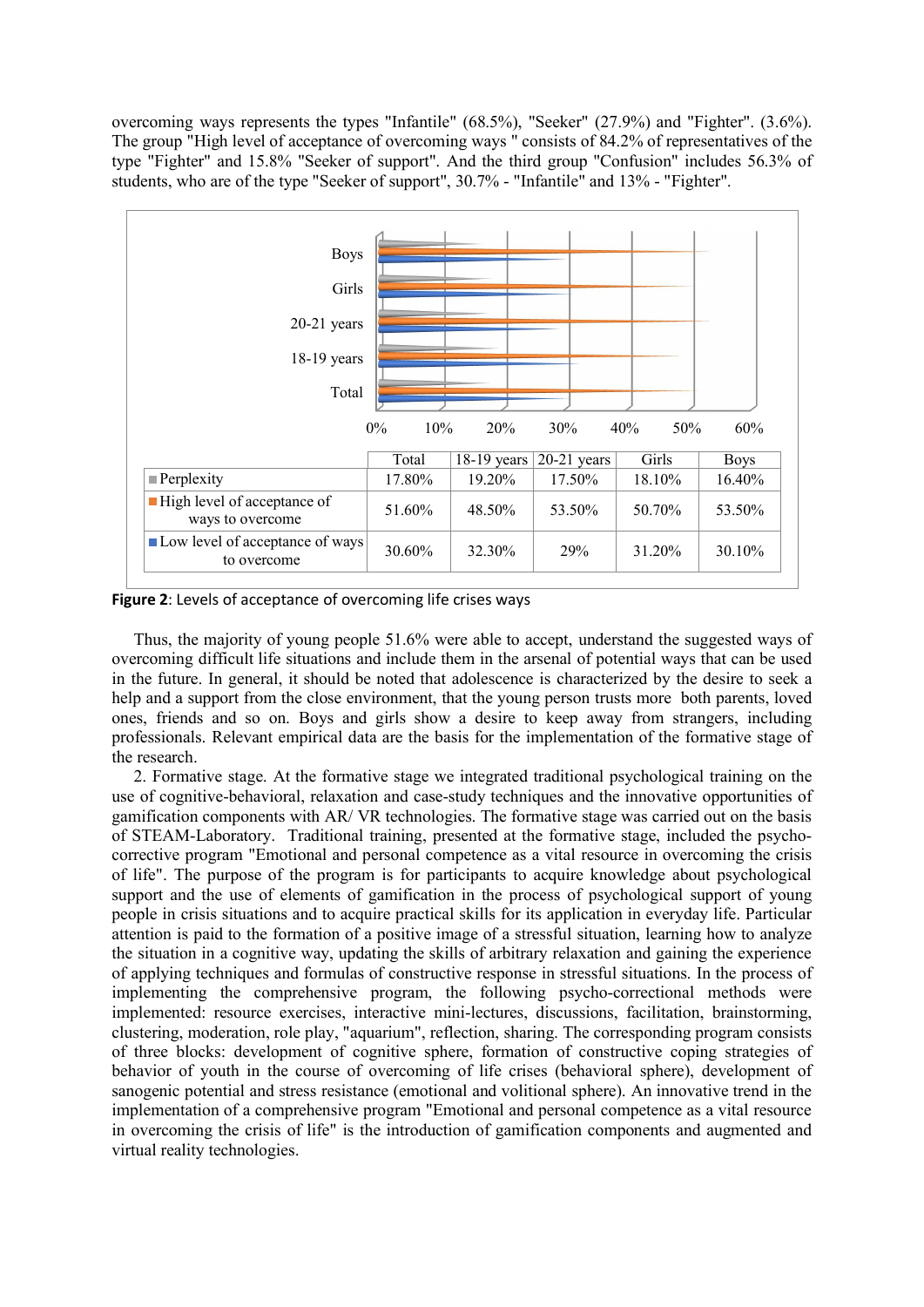overcoming ways represents the types "Infantile" (68.5%), "Seeker" (27.9%) and "Fighter". (3.6%). The group "High level of acceptance of overcoming ways " consists of 84.2% of representatives of the type "Fighter" and 15.8% "Seeker of support". And the third group "Confusion" includes 56.3% of students, who are of the type "Seeker of support", 30.7% - "Infantile" and 13% - "Fighter".

| | Total | 18-19 years | 20-21 years | Girls | Boys |
|---|---|---|---|---|---|
| Perplexity | 17.80% | 19.20% | 17.50% | 18.10% | 16.40% |
| High level of acceptance of ways to overcome | 51.60% | 48.50% | 53.50% | 50.70% | 53.50% |
| Low level of acceptance of ways to overcome | 30.60% | 32.30% | 29% | 31.20% | 30.10% |

**Figure 2**: Levels of acceptance of overcoming life crises ways

Thus, the majority of young people 51.6% were able to accept, understand the suggested ways of overcoming difficult life situations and include them in the arsenal of potential ways that can be used in the future. In general, it should be noted that adolescence is characterized by the desire to seek a help and a support from the close environment, that the young person trusts more both parents, loved ones, friends and so on. Boys and girls show a desire to keep away from strangers, including professionals. Relevant empirical data are the basis for the implementation of the formative stage of the research.

2. Formative stage. At the formative stage we integrated traditional psychological training on the use of cognitive-behavioral, relaxation and case-study techniques and the innovative opportunities of gamification components with AR/ VR technologies. The formative stage was carried out on the basis of STEAM-Laboratory. Traditional training, presented at the formative stage, included the psycho-corrective program "Emotional and personal competence as a vital resource in overcoming the crisis of life". The purpose of the program is for participants to acquire knowledge about psychological support and the use of elements of gamification in the process of psychological support of young people in crisis situations and to acquire practical skills for its application in everyday life. Particular attention is paid to the formation of a positive image of a stressful situation, learning how to analyze the situation in a cognitive way, updating the skills of arbitrary relaxation and gaining the experience of applying techniques and formulas of constructive response in stressful situations. In the process of implementing the comprehensive program, the following psycho-correctional methods were implemented: resource exercises, interactive mini-lectures, discussions, facilitation, brainstorming, clustering, moderation, role play, "aquarium", reflection, sharing. The corresponding program consists of three blocks: development of cognitive sphere, formation of constructive coping strategies of behavior of youth in the course of overcoming of life crises (behavioral sphere), development of sanogenic potential and stress resistance (emotional and volitional sphere). An innovative trend in the implementation of a comprehensive program "Emotional and personal competence as a vital resource in overcoming the crisis of life" is the introduction of gamification components and augmented and virtual reality technologies.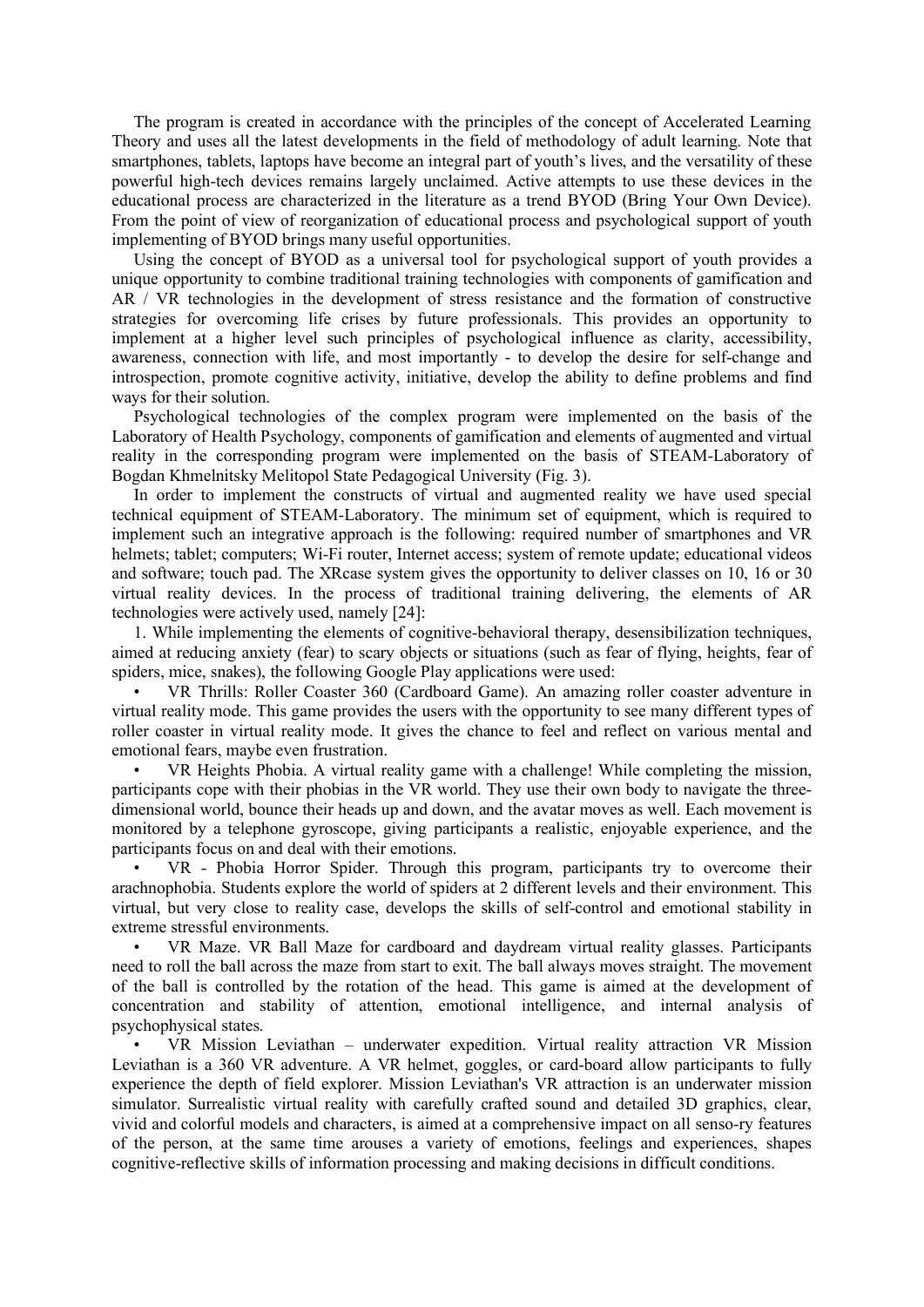The program is created in accordance with the principles of the concept of Accelerated Learning Theory and uses all the latest developments in the field of methodology of adult learning. Note that smartphones, tablets, laptops have become an integral part of youth's lives, and the versatility of these powerful high-tech devices remains largely unclaimed. Active attempts to use these devices in the educational process are characterized in the literature as a trend BYOD (Bring Your Own Device). From the point of view of reorganization of educational process and psychological support of youth implementing of BYOD brings many useful opportunities.

Using the concept of BYOD as a universal tool for psychological support of youth provides a unique opportunity to combine traditional training technologies with components of gamification and AR / VR technologies in the development of stress resistance and the formation of constructive strategies for overcoming life crises by future professionals. This provides an opportunity to implement at a higher level such principles of psychological influence as clarity, accessibility, awareness, connection with life, and most importantly - to develop the desire for self-change and introspection, promote cognitive activity, initiative, develop the ability to define problems and find ways for their solution.

Psychological technologies of the complex program were implemented on the basis of the Laboratory of Health Psychology, components of gamification and elements of augmented and virtual reality in the corresponding program were implemented on the basis of STEAM-Laboratory of Bogdan Khmelnitsky Melitopol State Pedagogical University (Fig. 3).

In order to implement the constructs of virtual and augmented reality we have used special technical equipment of STEAM-Laboratory. The minimum set of equipment, which is required to implement such an integrative approach is the following: required number of smartphones and VR helmets; tablet; computers; Wi-Fi router, Internet access; system of remote update; educational videos and software; touch pad. The XRcase system gives the opportunity to deliver classes on 10, 16 or 30 virtual reality devices. In the process of traditional training delivering, the elements of AR technologies were actively used, namely [24]:

1. While implementing the elements of cognitive-behavioral therapy, desensibilization techniques, aimed at reducing anxiety (fear) to scary objects or situations (such as fear of flying, heights, fear of spiders, mice, snakes), the following Google Play applications were used:

- VR Thrills: Roller Coaster 360 (Cardboard Game). An amazing roller coaster adventure in virtual reality mode. This game provides the users with the opportunity to see many different types of roller coaster in virtual reality mode. It gives the chance to feel and reflect on various mental and emotional fears, maybe even frustration.
- VR Heights Phobia. A virtual reality game with a challenge! While completing the mission, participants cope with their phobias in the VR world. They use their own body to navigate the three-dimensional world, bounce their heads up and down, and the avatar moves as well. Each movement is monitored by a telephone gyroscope, giving participants a realistic, enjoyable experience, and the participants focus on and deal with their emotions.
- VR - Phobia Horror Spider. Through this program, participants try to overcome their arachnophobia. Students explore the world of spiders at 2 different levels and their environment. This virtual, but very close to reality case, develops the skills of self-control and emotional stability in extreme stressful environments.
- VR Maze. VR Ball Maze for cardboard and daydream virtual reality glasses. Participants need to roll the ball across the maze from start to exit. The ball always moves straight. The movement of the ball is controlled by the rotation of the head. This game is aimed at the development of concentration and stability of attention, emotional intelligence, and internal analysis of psychophysical states.
- VR Mission Leviathan – underwater expedition. Virtual reality attraction VR Mission Leviathan is a 360 VR adventure. A VR helmet, goggles, or card-board allow participants to fully experience the depth of field explorer. Mission Leviathan's VR attraction is an underwater mission simulator. Surrealistic virtual reality with carefully crafted sound and detailed 3D graphics, clear, vivid and colorful models and characters, is aimed at a comprehensive impact on all senso-ry features of the person, at the same time arouses a variety of emotions, feelings and experiences, shapes cognitive-reflective skills of information processing and making decisions in difficult conditions.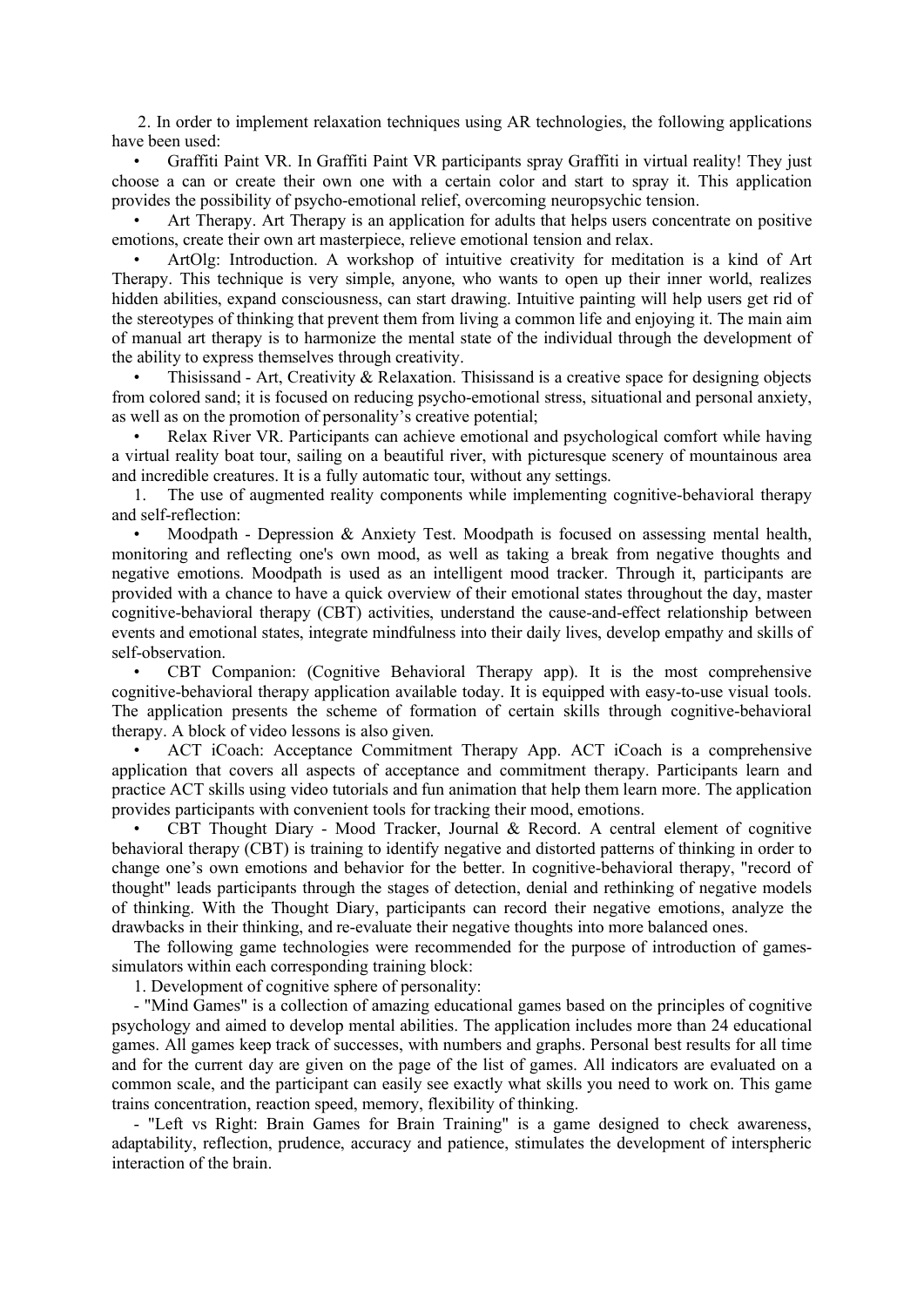2. In order to implement relaxation techniques using AR technologies, the following applications have been used:

- Graffiti Paint VR. In Graffiti Paint VR participants spray Graffiti in virtual reality! They just choose a can or create their own one with a certain color and start to spray it. This application provides the possibility of psycho-emotional relief, overcoming neuropsychic tension.
- Art Therapy. Art Therapy is an application for adults that helps users concentrate on positive emotions, create their own art masterpiece, relieve emotional tension and relax.
- ArtOlg: Introduction. A workshop of intuitive creativity for meditation is a kind of Art Therapy. This technique is very simple, anyone, who wants to open up their inner world, realizes hidden abilities, expand consciousness, can start drawing. Intuitive painting will help users get rid of the stereotypes of thinking that prevent them from living a common life and enjoying it. The main aim of manual art therapy is to harmonize the mental state of the individual through the development of the ability to express themselves through creativity.
- Thisissand - Art, Creativity & Relaxation. Thisissand is a creative space for designing objects from colored sand; it is focused on reducing psycho-emotional stress, situational and personal anxiety, as well as on the promotion of personality's creative potential;
- Relax River VR. Participants can achieve emotional and psychological comfort while having a virtual reality boat tour, sailing on a beautiful river, with picturesque scenery of mountainous area and incredible creatures. It is a fully automatic tour, without any settings.

1. The use of augmented reality components while implementing cognitive-behavioral therapy and self-reflection:

- Moodpath - Depression & Anxiety Test. Moodpath is focused on assessing mental health, monitoring and reflecting one's own mood, as well as taking a break from negative thoughts and negative emotions. Moodpath is used as an intelligent mood tracker. Through it, participants are provided with a chance to have a quick overview of their emotional states throughout the day, master cognitive-behavioral therapy (CBT) activities, understand the cause-and-effect relationship between events and emotional states, integrate mindfulness into their daily lives, develop empathy and skills of self-observation.
- CBT Companion: (Cognitive Behavioral Therapy app). It is the most comprehensive cognitive-behavioral therapy application available today. It is equipped with easy-to-use visual tools. The application presents the scheme of formation of certain skills through cognitive-behavioral therapy. A block of video lessons is also given.
- ACT iCoach: Acceptance Commitment Therapy App. ACT iCoach is a comprehensive application that covers all aspects of acceptance and commitment therapy. Participants learn and practice ACT skills using video tutorials and fun animation that help them learn more. The application provides participants with convenient tools for tracking their mood, emotions.
- CBT Thought Diary - Mood Tracker, Journal & Record. A central element of cognitive behavioral therapy (CBT) is training to identify negative and distorted patterns of thinking in order to change one's own emotions and behavior for the better. In cognitive-behavioral therapy, "record of thought" leads participants through the stages of detection, denial and rethinking of negative models of thinking. With the Thought Diary, participants can record their negative emotions, analyze the drawbacks in their thinking, and re-evaluate their negative thoughts into more balanced ones.

The following game technologies were recommended for the purpose of introduction of games-simulators within each corresponding training block:

1. Development of cognitive sphere of personality:

- "Mind Games" is a collection of amazing educational games based on the principles of cognitive psychology and aimed to develop mental abilities. The application includes more than 24 educational games. All games keep track of successes, with numbers and graphs. Personal best results for all time and for the current day are given on the page of the list of games. All indicators are evaluated on a common scale, and the participant can easily see exactly what skills you need to work on. This game trains concentration, reaction speed, memory, flexibility of thinking.
- "Left vs Right: Brain Games for Brain Training" is a game designed to check awareness, adaptability, reflection, prudence, accuracy and patience, stimulates the development of interspheric interaction of the brain.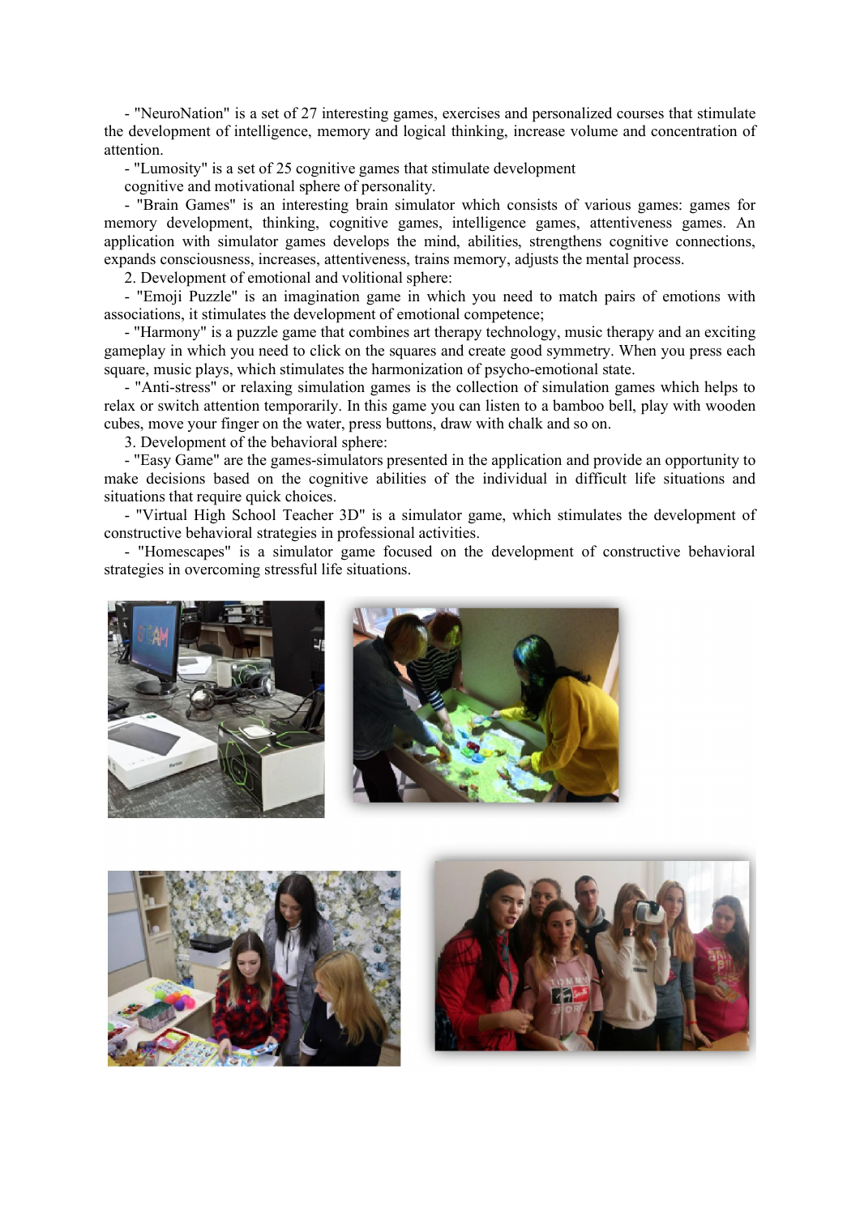- "NeuroNation" is a set of 27 interesting games, exercises and personalized courses that stimulate the development of intelligence, memory and logical thinking, increase volume and concentration of attention.

- "Lumosity" is a set of 25 cognitive games that stimulate development cognitive and motivational sphere of personality.

- "Brain Games" is an interesting brain simulator which consists of various games: games for memory development, thinking, cognitive games, intelligence games, attentiveness games. An application with simulator games develops the mind, abilities, strengthens cognitive connections, expands consciousness, increases, attentiveness, trains memory, adjusts the mental process.

2. Development of emotional and volitional sphere:

- "Emoji Puzzle" is an imagination game in which you need to match pairs of emotions with associations, it stimulates the development of emotional competence;

- "Harmony" is a puzzle game that combines art therapy technology, music therapy and an exciting gameplay in which you need to click on the squares and create good symmetry. When you press each square, music plays, which stimulates the harmonization of psycho-emotional state.

- "Anti-stress" or relaxing simulation games is the collection of simulation games which helps to relax or switch attention temporarily. In this game you can listen to a bamboo bell, play with wooden cubes, move your finger on the water, press buttons, draw with chalk and so on.

3. Development of the behavioral sphere:

- "Easy Game" are the games-simulators presented in the application and provide an opportunity to make decisions based on the cognitive abilities of the individual in difficult life situations and situations that require quick choices.

- "Virtual High School Teacher 3D" is a simulator game, which stimulates the development of constructive behavioral strategies in professional activities.

- "Homescapes" is a simulator game focused on the development of constructive behavioral strategies in overcoming stressful life situations.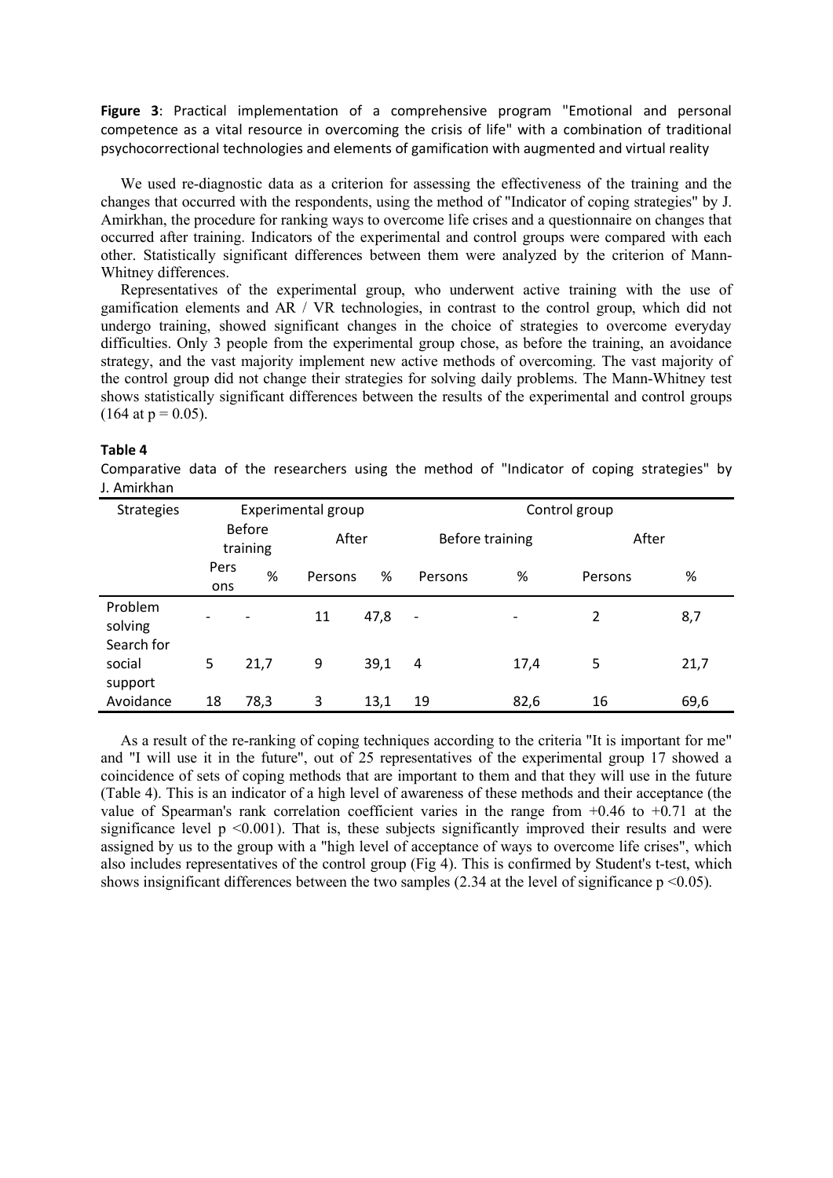**Figure 3**: Practical implementation of a comprehensive program "Emotional and personal competence as a vital resource in overcoming the crisis of life" with a combination of traditional psychocorrectional technologies and elements of gamification with augmented and virtual reality

We used re-diagnostic data as a criterion for assessing the effectiveness of the training and the changes that occurred with the respondents, using the method of "Indicator of coping strategies" by J. Amirkhan, the procedure for ranking ways to overcome life crises and a questionnaire on changes that occurred after training. Indicators of the experimental and control groups were compared with each other. Statistically significant differences between them were analyzed by the criterion of Mann-Whitney differences.

Representatives of the experimental group, who underwent active training with the use of gamification elements and AR / VR technologies, in contrast to the control group, which did not undergo training, showed significant changes in the choice of strategies to overcome everyday difficulties. Only 3 people from the experimental group chose, as before the training, an avoidance strategy, and the vast majority implement new active methods of overcoming. The vast majority of the control group did not change their strategies for solving daily problems. The Mann-Whitney test shows statistically significant differences between the results of the experimental and control groups (164 at $p = 0.05$).

**Table 4**

Comparative data of the researchers using the method of "Indicator of coping strategies" by J. Amirkhan

| Strategies | Experimental group | | | | Control group | | | |
|---|---|---|---|---|---|---|---|---|
| | Before training | | After | | Before training | | After | |
| | Persons | % | Persons | % | Persons | % | Persons | % |
| Problem solving | - | - | 11 | 47,8 | - | - | 2 | 8,7 |
| Search for social support | 5 | 21,7 | 9 | 39,1 | 4 | 17,4 | 5 | 21,7 |
| Avoidance | 18 | 78,3 | 3 | 13,1 | 19 | 82,6 | 16 | 69,6 |

As a result of the re-ranking of coping techniques according to the criteria "It is important for me" and "I will use it in the future", out of 25 representatives of the experimental group 17 showed a coincidence of sets of coping methods that are important to them and that they will use in the future (Table 4). This is an indicator of a high level of awareness of these methods and their acceptance (the value of Spearman's rank correlation coefficient varies in the range from +0.46 to +0.71 at the significance level $p < 0.001$). That is, these subjects significantly improved their results and were assigned by us to the group with a "high level of acceptance of ways to overcome life crises", which also includes representatives of the control group (Fig 4). This is confirmed by Student's t-test, which shows insignificant differences between the two samples (2.34 at the level of significance $p < 0.05$).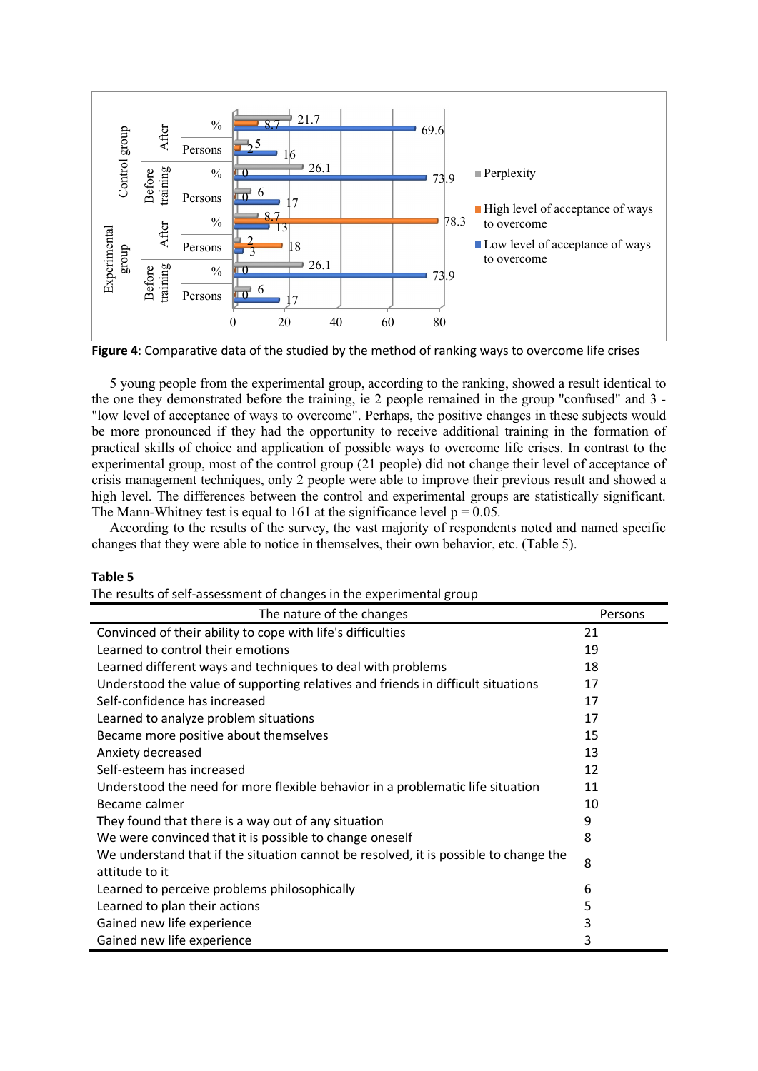**Figure 4**: Comparative data of the studied by the method of ranking ways to overcome life crises

5 young people from the experimental group, according to the ranking, showed a result identical to the one they demonstrated before the training, ie 2 people remained in the group "confused" and 3 - "low level of acceptance of ways to overcome". Perhaps, the positive changes in these subjects would be more pronounced if they had the opportunity to receive additional training in the formation of practical skills of choice and application of possible ways to overcome life crises. In contrast to the experimental group, most of the control group (21 people) did not change their level of acceptance of crisis management techniques, only 2 people were able to improve their previous result and showed a high level. The differences between the control and experimental groups are statistically significant. The Mann-Whitney test is equal to 161 at the significance level $p = 0.05$.

According to the results of the survey, the vast majority of respondents noted and named specific changes that they were able to notice in themselves, their own behavior, etc. (Table 5).

**Table 5**

The results of self-assessment of changes in the experimental group

| The nature of the changes | Persons |
|---|---|
| Convinced of their ability to cope with life's difficulties | 21 |
| Learned to control their emotions | 19 |
| Learned different ways and techniques to deal with problems | 18 |
| Understood the value of supporting relatives and friends in difficult situations | 17 |
| Self-confidence has increased | 17 |
| Learned to analyze problem situations | 17 |
| Became more positive about themselves | 15 |
| Anxiety decreased | 13 |
| Self-esteem has increased | 12 |
| Understood the need for more flexible behavior in a problematic life situation | 11 |
| Became calmer | 10 |
| They found that there is a way out of any situation | 9 |
| We were convinced that it is possible to change oneself | 8 |
| We understand that if the situation cannot be resolved, it is possible to change the attitude to it | 8 |
| Learned to perceive problems philosophically | 6 |
| Learned to plan their actions | 5 |
| Gained new life experience | 3 |
| Gained new life experience | 3 |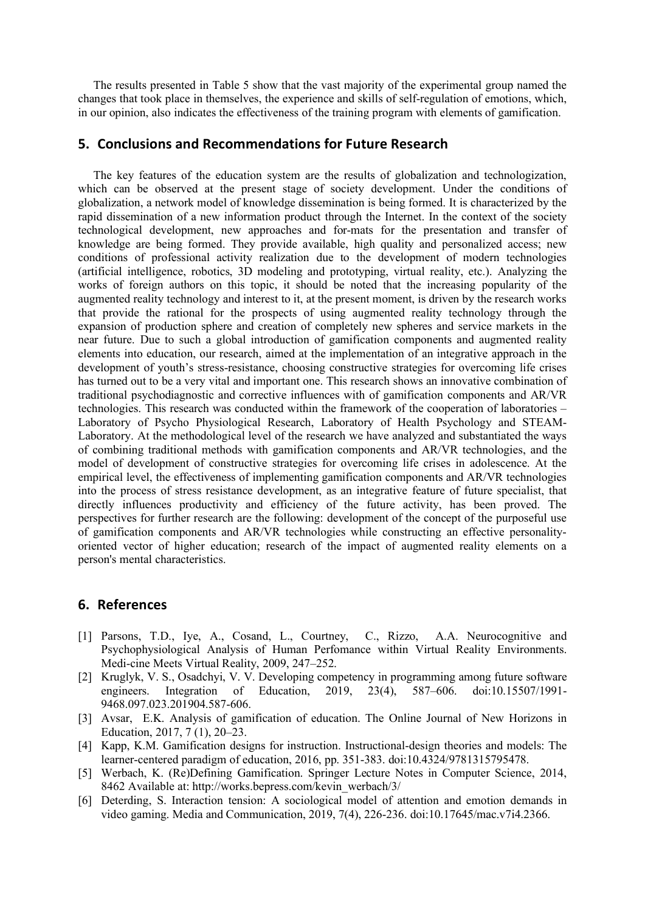The results presented in Table 5 show that the vast majority of the experimental group named the changes that took place in themselves, the experience and skills of self-regulation of emotions, which, in our opinion, also indicates the effectiveness of the training program with elements of gamification.

## 5. Conclusions and Recommendations for Future Research

The key features of the education system are the results of globalization and technologization, which can be observed at the present stage of society development. Under the conditions of globalization, a network model of knowledge dissemination is being formed. It is characterized by the rapid dissemination of a new information product through the Internet. In the context of the society technological development, new approaches and for-mats for the presentation and transfer of knowledge are being formed. They provide available, high quality and personalized access; new conditions of professional activity realization due to the development of modern technologies (artificial intelligence, robotics, 3D modeling and prototyping, virtual reality, etc.). Analyzing the works of foreign authors on this topic, it should be noted that the increasing popularity of the augmented reality technology and interest to it, at the present moment, is driven by the research works that provide the rational for the prospects of using augmented reality technology through the expansion of production sphere and creation of completely new spheres and service markets in the near future. Due to such a global introduction of gamification components and augmented reality elements into education, our research, aimed at the implementation of an integrative approach in the development of youth's stress-resistance, choosing constructive strategies for overcoming life crises has turned out to be a very vital and important one. This research shows an innovative combination of traditional psychodiagnostic and corrective influences with of gamification components and AR/VR technologies. This research was conducted within the framework of the cooperation of laboratories – Laboratory of Psycho Physiological Research, Laboratory of Health Psychology and STEAM-Laboratory. At the methodological level of the research we have analyzed and substantiated the ways of combining traditional methods with gamification components and AR/VR technologies, and the model of development of constructive strategies for overcoming life crises in adolescence. At the empirical level, the effectiveness of implementing gamification components and AR/VR technologies into the process of stress resistance development, as an integrative feature of future specialist, that directly influences productivity and efficiency of the future activity, has been proved. The perspectives for further research are the following: development of the concept of the purposeful use of gamification components and AR/VR technologies while constructing an effective personality-oriented vector of higher education; research of the impact of augmented reality elements on a person's mental characteristics.

## 6. References

[1] Parsons, T.D., Iye, A., Cosand, L., Courtney, C., Rizzo, A.A. Neurocognitive and Psychophysiological Analysis of Human Perfomance within Virtual Reality Environments. Medi-cine Meets Virtual Reality, 2009, 247–252.

[2] Kruglyk, V. S., Osadchyi, V. V. Developing competency in programming among future software engineers. Integration of Education, 2019, 23(4), 587–606. doi:10.15507/1991-9468.097.023.201904.587-606.

[3] Avsar, E.K. Analysis of gamification of education. The Online Journal of New Horizons in Education, 2017, 7 (1), 20–23.

[4] Kapp, K.M. Gamification designs for instruction. Instructional-design theories and models: The learner-centered paradigm of education, 2016, pp. 351-383. doi:10.4324/9781315795478.

[5] Werbach, K. (Re)Defining Gamification. Springer Lecture Notes in Computer Science, 2014, 8462 Available at: http://works.bepress.com/kevin_werbach/3/

[6] Deterding, S. Interaction tension: A sociological model of attention and emotion demands in video gaming. Media and Communication, 2019, 7(4), 226-236. doi:10.17645/mac.v7i4.2366.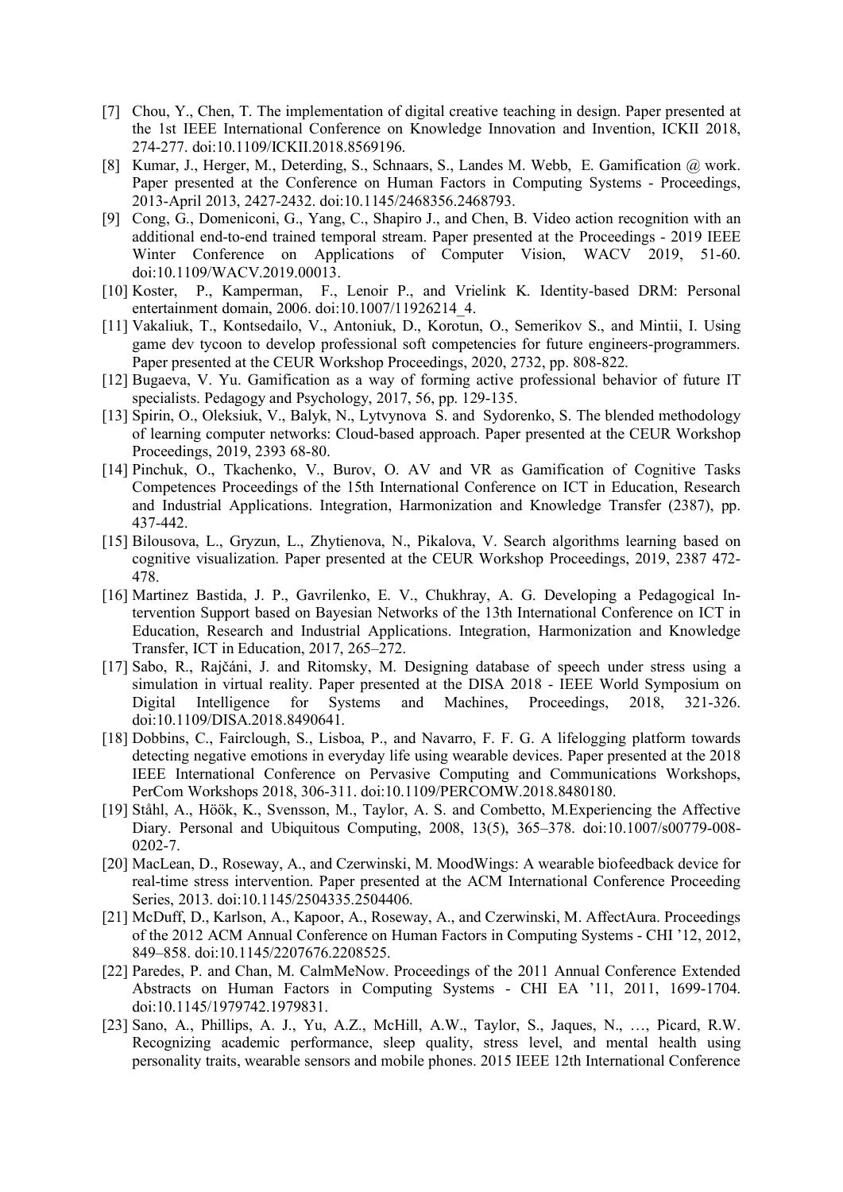[7] Chou, Y., Chen, T. The implementation of digital creative teaching in design. Paper presented at the 1st IEEE International Conference on Knowledge Innovation and Invention, ICKII 2018, 274-277. doi:10.1109/ICKII.2018.8569196.

[8] Kumar, J., Herger, M., Deterding, S., Schnaars, S., Landes M. Webb, E. Gamification @ work. Paper presented at the Conference on Human Factors in Computing Systems - Proceedings, 2013-April 2013, 2427-2432. doi:10.1145/2468356.2468793.

[9] Cong, G., Domeniconi, G., Yang, C., Shapiro J., and Chen, B. Video action recognition with an additional end-to-end trained temporal stream. Paper presented at the Proceedings - 2019 IEEE Winter Conference on Applications of Computer Vision, WACV 2019, 51-60. doi:10.1109/WACV.2019.00013.

[10] Koster, P., Kamperman, F., Lenoir P., and Vrielink K. Identity-based DRM: Personal entertainment domain, 2006. doi:10.1007/11926214_4.

[11] Vakaliuk, T., Kontsedailo, V., Antoniuk, D., Korotun, O., Semerikov S., and Mintii, I. Using game dev tycoon to develop professional soft competencies for future engineers-programmers. Paper presented at the CEUR Workshop Proceedings, 2020, 2732, pp. 808-822.

[12] Bugaeva, V. Yu. Gamification as a way of forming active professional behavior of future IT specialists. Pedagogy and Psychology, 2017, 56, pp. 129-135.

[13] Spirin, O., Oleksiuk, V., Balyk, N., Lytvynova S. and Sydorenko, S. The blended methodology of learning computer networks: Cloud-based approach. Paper presented at the CEUR Workshop Proceedings, 2019, 2393 68-80.

[14] Pinchuk, O., Tkachenko, V., Burov, O. AV and VR as Gamification of Cognitive Tasks Competences Proceedings of the 15th International Conference on ICT in Education, Research and Industrial Applications. Integration, Harmonization and Knowledge Transfer (2387), pp. 437-442.

[15] Bilousova, L., Gryzun, L., Zhytienova, N., Pikalova, V. Search algorithms learning based on cognitive visualization. Paper presented at the CEUR Workshop Proceedings, 2019, 2387 472-478.

[16] Martinez Bastida, J. P., Gavrilenko, E. V., Chukhray, A. G. Developing a Pedagogical Intervention Support based on Bayesian Networks of the 13th International Conference on ICT in Education, Research and Industrial Applications. Integration, Harmonization and Knowledge Transfer, ICT in Education, 2017, 265–272.

[17] Sabo, R., Rajčáni, J. and Ritomsky, M. Designing database of speech under stress using a simulation in virtual reality. Paper presented at the DISA 2018 - IEEE World Symposium on Digital Intelligence for Systems and Machines, Proceedings, 2018, 321-326. doi:10.1109/DISA.2018.8490641.

[18] Dobbins, C., Fairclough, S., Lisboa, P., and Navarro, F. F. G. A lifelogging platform towards detecting negative emotions in everyday life using wearable devices. Paper presented at the 2018 IEEE International Conference on Pervasive Computing and Communications Workshops, PerCom Workshops 2018, 306-311. doi:10.1109/PERCOMW.2018.8480180.

[19] Ståhl, A., Höök, K., Svensson, M., Taylor, A. S. and Combetto, M.Experiencing the Affective Diary. Personal and Ubiquitous Computing, 2008, 13(5), 365–378. doi:10.1007/s00779-008-0202-7.

[20] MacLean, D., Roseway, A., and Czerwinski, M. MoodWings: A wearable biofeedback device for real-time stress intervention. Paper presented at the ACM International Conference Proceeding Series, 2013. doi:10.1145/2504335.2504406.

[21] McDuff, D., Karlson, A., Kapoor, A., Roseway, A., and Czerwinski, M. AffectAura. Proceedings of the 2012 ACM Annual Conference on Human Factors in Computing Systems - CHI '12, 2012, 849–858. doi:10.1145/2207676.2208525.

[22] Paredes, P. and Chan, M. CalmMeNow. Proceedings of the 2011 Annual Conference Extended Abstracts on Human Factors in Computing Systems - CHI EA '11, 2011, 1699-1704. doi:10.1145/1979742.1979831.

[23] Sano, A., Phillips, A. J., Yu, A.Z., McHill, A.W., Taylor, S., Jaques, N., …, Picard, R.W. Recognizing academic performance, sleep quality, stress level, and mental health using personality traits, wearable sensors and mobile phones. 2015 IEEE 12th International Conference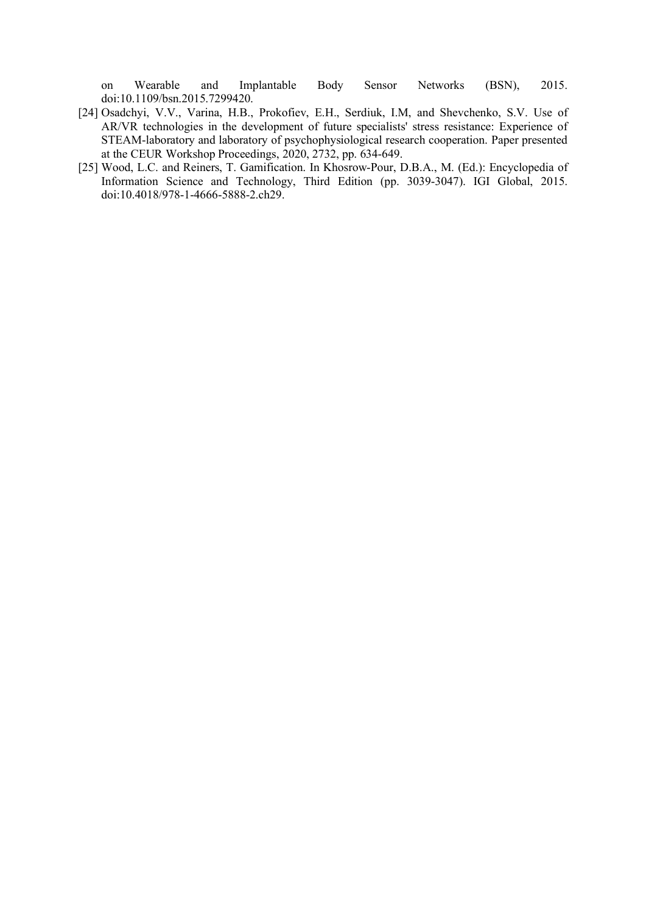on Wearable and Implantable Body Sensor Networks (BSN), 2015. doi:10.1109/bsn.2015.7299420.

[24] Osadchyi, V.V., Varina, H.B., Prokofiev, E.H., Serdiuk, I.M, and Shevchenko, S.V. Use of AR/VR technologies in the development of future specialists' stress resistance: Experience of STEAM-laboratory and laboratory of psychophysiological research cooperation. Paper presented at the CEUR Workshop Proceedings, 2020, 2732, pp. 634-649.

[25] Wood, L.C. and Reiners, T. Gamification. In Khosrow-Pour, D.B.A., M. (Ed.): Encyclopedia of Information Science and Technology, Third Edition (pp. 3039-3047). IGI Global, 2015. doi:10.4018/978-1-4666-5888-2.ch29.